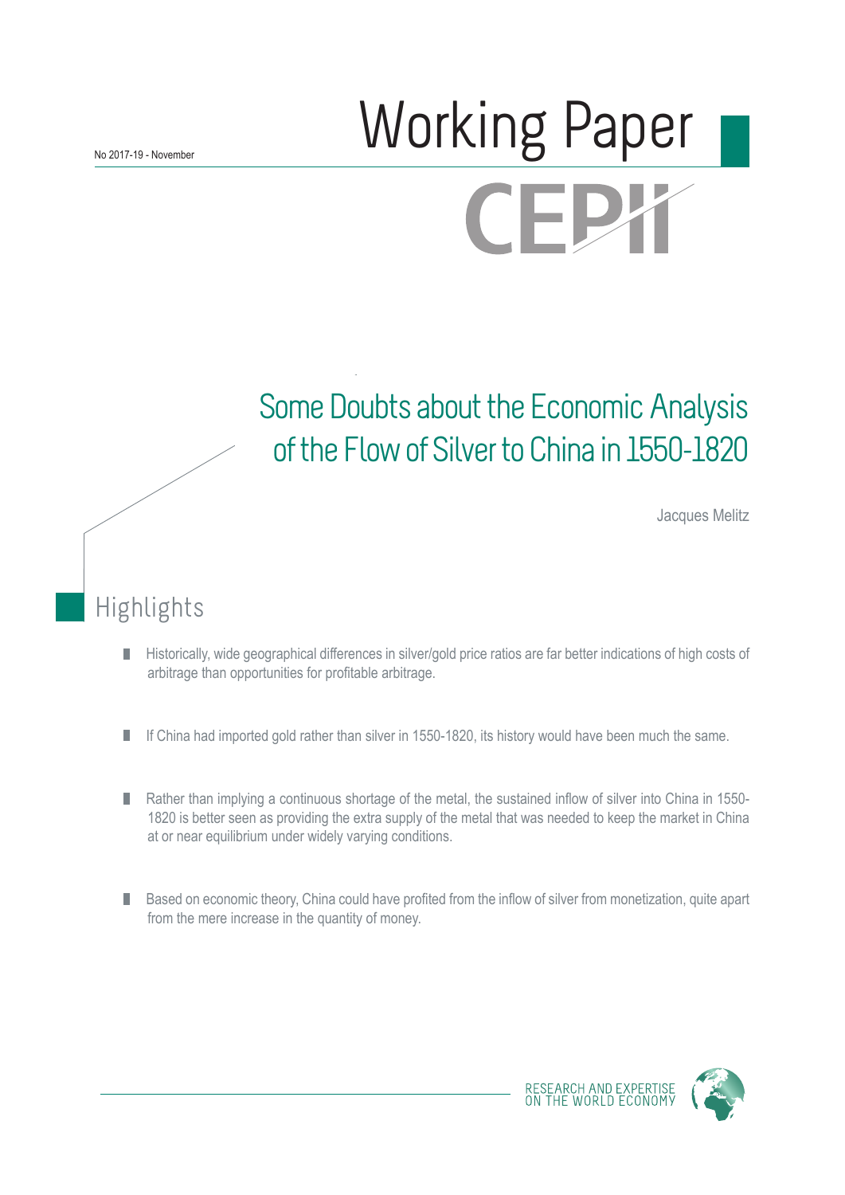No 2017-19 - November

# Working Paper

CEPII

## Some Doubts about the Economic Analysis of the Flow of Silver to China in 1550-1820

Jacques Melitz

## Highlights

- Historically, wide geographical differences in silver/gold price ratios are far better indications of high costs of arbitrage than opportunities for profitable arbitrage.
- If China had imported gold rather than silver in 1550-1820, its history would have been much the same.
- Rather than implying a continuous shortage of the metal, the sustained inflow of silver into China in 1550-1820 is better seen as providing the extra supply of the metal that was needed to keep the market in China at or near equilibrium under widely varying conditions.
- Based on economic theory, China could have profited from the inflow of silver from monetization, quite apart from the mere increase in the quantity of money.

RESEARCH AND EXPERTISE ON THE WORLD ECONOMY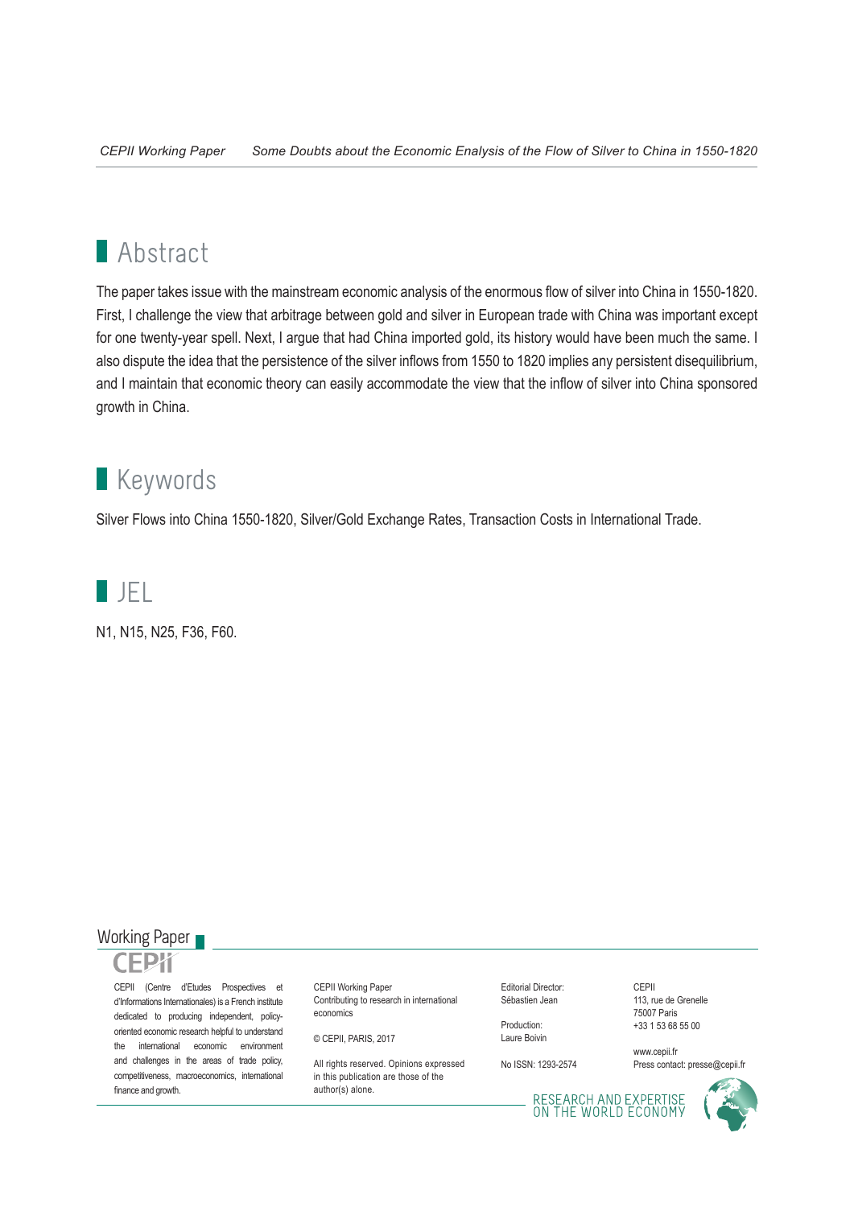## Abstract

The paper takes issue with the mainstream economic analysis of the enormous flow of silver into China in 1550-1820. First, I challenge the view that arbitrage between gold and silver in European trade with China was important except for one twenty-year spell. Next, I argue that had China imported gold, its history would have been much the same. I also dispute the idea that the persistence of the silver inflows from 1550 to 1820 implies any persistent disequilibrium, and I maintain that economic theory can easily accommodate the view that the inflow of silver into China sponsored growth in China.

## Keywords

Silver Flows into China 1550-1820, Silver/Gold Exchange Rates, Transaction Costs in International Trade.

## JEL

N1, N15, N25, F36, F60.

Working Paper

CEPII

CEPII (Centre d'Etudes Prospectives et d'Informations Internationales) is a French institute dedicated to producing independent, policy-oriented economic research helpful to understand the international economic environment and challenges in the areas of trade policy, competitiveness, macroeconomics, international finance and growth.

CEPII Working Paper
Contributing to research in international economics

© CEPII, PARIS, 2017

All rights reserved. Opinions expressed in this publication are those of the author(s) alone.

Editorial Director:
Sébastien Jean

Production:
Laure Boivin

No ISSN: 1293-2574

CEPII
113, rue de Grenelle
75007 Paris
+33 1 53 68 55 00

www.cepii.fr
Press contact: presse@cepii.fr

RESEARCH AND EXPERTISE ON THE WORLD ECONOMY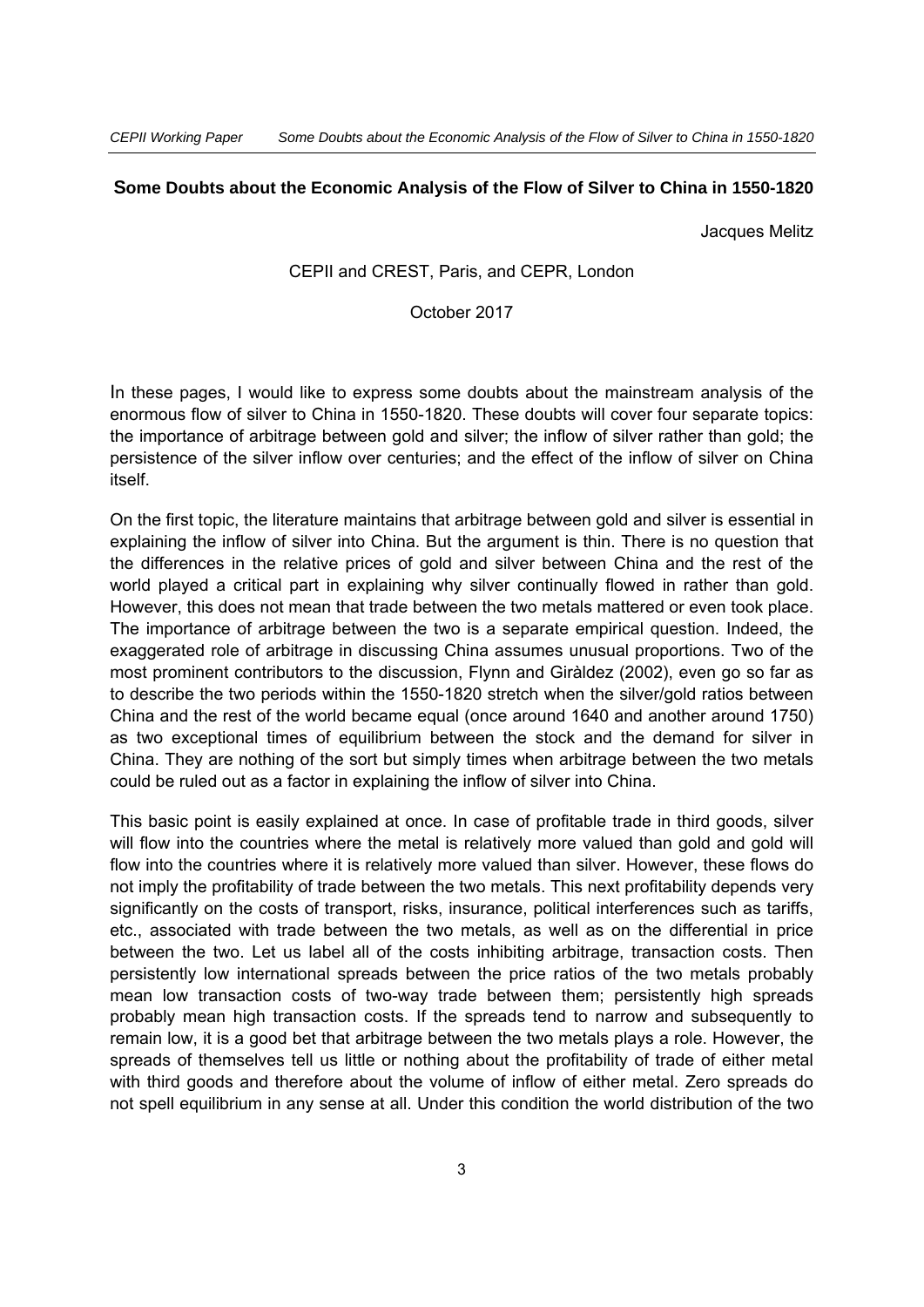**Some Doubts about the Economic Analysis of the Flow of Silver to China in 1550-1820**

Jacques Melitz

CEPII and CREST, Paris, and CEPR, London

October 2017

In these pages, I would like to express some doubts about the mainstream analysis of the enormous flow of silver to China in 1550-1820. These doubts will cover four separate topics: the importance of arbitrage between gold and silver; the inflow of silver rather than gold; the persistence of the silver inflow over centuries; and the effect of the inflow of silver on China itself.

On the first topic, the literature maintains that arbitrage between gold and silver is essential in explaining the inflow of silver into China. But the argument is thin. There is no question that the differences in the relative prices of gold and silver between China and the rest of the world played a critical part in explaining why silver continually flowed in rather than gold. However, this does not mean that trade between the two metals mattered or even took place. The importance of arbitrage between the two is a separate empirical question. Indeed, the exaggerated role of arbitrage in discussing China assumes unusual proportions. Two of the most prominent contributors to the discussion, Flynn and Giràldez (2002), even go so far as to describe the two periods within the 1550-1820 stretch when the silver/gold ratios between China and the rest of the world became equal (once around 1640 and another around 1750) as two exceptional times of equilibrium between the stock and the demand for silver in China. They are nothing of the sort but simply times when arbitrage between the two metals could be ruled out as a factor in explaining the inflow of silver into China.

This basic point is easily explained at once. In case of profitable trade in third goods, silver will flow into the countries where the metal is relatively more valued than gold and gold will flow into the countries where it is relatively more valued than silver. However, these flows do not imply the profitability of trade between the two metals. This next profitability depends very significantly on the costs of transport, risks, insurance, political interferences such as tariffs, etc., associated with trade between the two metals, as well as on the differential in price between the two. Let us label all of the costs inhibiting arbitrage, transaction costs. Then persistently low international spreads between the price ratios of the two metals probably mean low transaction costs of two-way trade between them; persistently high spreads probably mean high transaction costs. If the spreads tend to narrow and subsequently to remain low, it is a good bet that arbitrage between the two metals plays a role. However, the spreads of themselves tell us little or nothing about the profitability of trade of either metal with third goods and therefore about the volume of inflow of either metal. Zero spreads do not spell equilibrium in any sense at all. Under this condition the world distribution of the two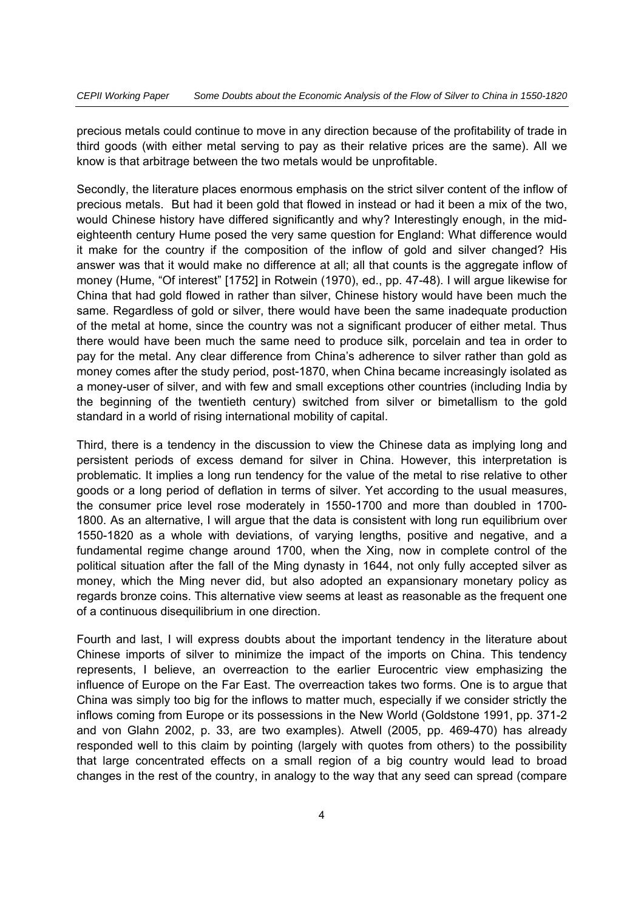precious metals could continue to move in any direction because of the profitability of trade in third goods (with either metal serving to pay as their relative prices are the same). All we know is that arbitrage between the two metals would be unprofitable.

Secondly, the literature places enormous emphasis on the strict silver content of the inflow of precious metals. But had it been gold that flowed in instead or had it been a mix of the two, would Chinese history have differed significantly and why? Interestingly enough, in the mid-eighteenth century Hume posed the very same question for England: What difference would it make for the country if the composition of the inflow of gold and silver changed? His answer was that it would make no difference at all; all that counts is the aggregate inflow of money (Hume, "Of interest" [1752] in Rotwein (1970), ed., pp. 47-48). I will argue likewise for China that had gold flowed in rather than silver, Chinese history would have been much the same. Regardless of gold or silver, there would have been the same inadequate production of the metal at home, since the country was not a significant producer of either metal. Thus there would have been much the same need to produce silk, porcelain and tea in order to pay for the metal. Any clear difference from China's adherence to silver rather than gold as money comes after the study period, post-1870, when China became increasingly isolated as a money-user of silver, and with few and small exceptions other countries (including India by the beginning of the twentieth century) switched from silver or bimetallism to the gold standard in a world of rising international mobility of capital.

Third, there is a tendency in the discussion to view the Chinese data as implying long and persistent periods of excess demand for silver in China. However, this interpretation is problematic. It implies a long run tendency for the value of the metal to rise relative to other goods or a long period of deflation in terms of silver. Yet according to the usual measures, the consumer price level rose moderately in 1550-1700 and more than doubled in 1700-1800. As an alternative, I will argue that the data is consistent with long run equilibrium over 1550-1820 as a whole with deviations, of varying lengths, positive and negative, and a fundamental regime change around 1700, when the Xing, now in complete control of the political situation after the fall of the Ming dynasty in 1644, not only fully accepted silver as money, which the Ming never did, but also adopted an expansionary monetary policy as regards bronze coins. This alternative view seems at least as reasonable as the frequent one of a continuous disequilibrium in one direction.

Fourth and last, I will express doubts about the important tendency in the literature about Chinese imports of silver to minimize the impact of the imports on China. This tendency represents, I believe, an overreaction to the earlier Eurocentric view emphasizing the influence of Europe on the Far East. The overreaction takes two forms. One is to argue that China was simply too big for the inflows to matter much, especially if we consider strictly the inflows coming from Europe or its possessions in the New World (Goldstone 1991, pp. 371-2 and von Glahn 2002, p. 33, are two examples). Atwell (2005, pp. 469-470) has already responded well to this claim by pointing (largely with quotes from others) to the possibility that large concentrated effects on a small region of a big country would lead to broad changes in the rest of the country, in analogy to the way that any seed can spread (compare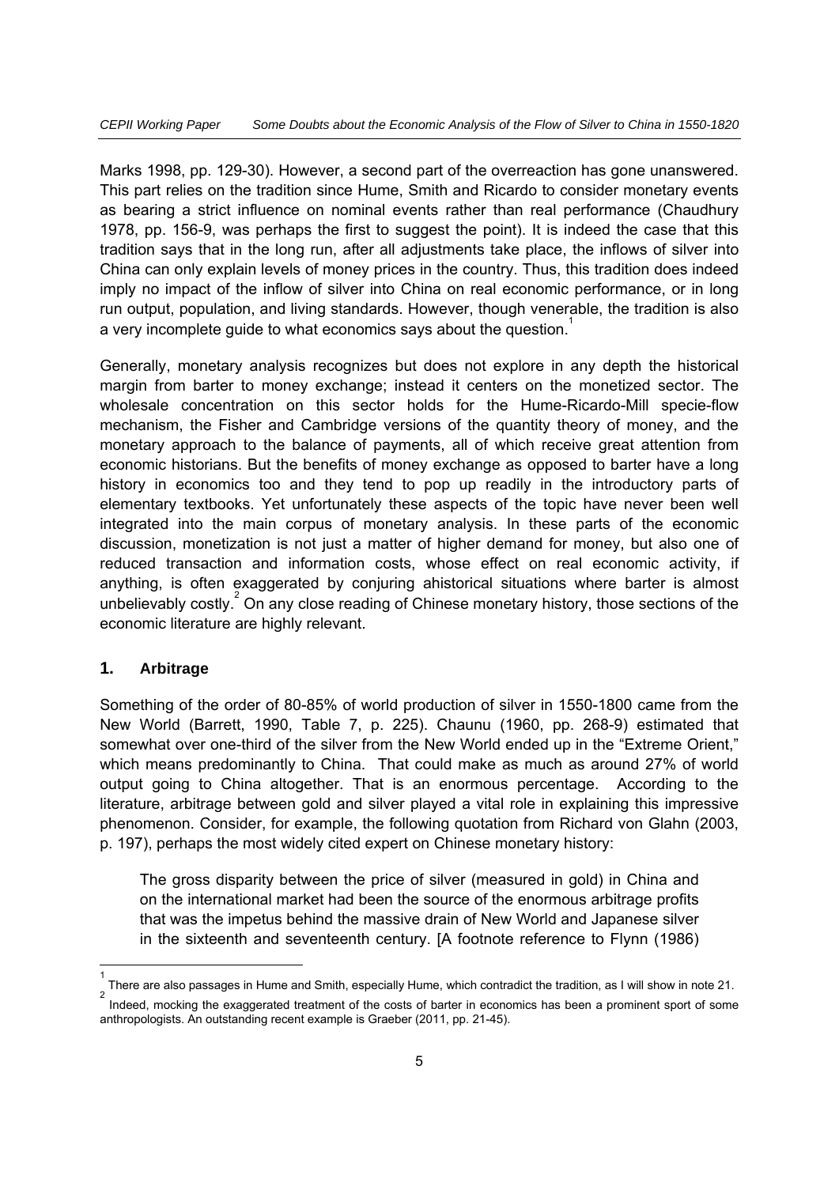Marks 1998, pp. 129-30). However, a second part of the overreaction has gone unanswered. This part relies on the tradition since Hume, Smith and Ricardo to consider monetary events as bearing a strict influence on nominal events rather than real performance (Chaudhury 1978, pp. 156-9, was perhaps the first to suggest the point). It is indeed the case that this tradition says that in the long run, after all adjustments take place, the inflows of silver into China can only explain levels of money prices in the country. Thus, this tradition does indeed imply no impact of the inflow of silver into China on real economic performance, or in long run output, population, and living standards. However, though venerable, the tradition is also a very incomplete guide to what economics says about the question.[1]

Generally, monetary analysis recognizes but does not explore in any depth the historical margin from barter to money exchange; instead it centers on the monetized sector. The wholesale concentration on this sector holds for the Hume-Ricardo-Mill specie-flow mechanism, the Fisher and Cambridge versions of the quantity theory of money, and the monetary approach to the balance of payments, all of which receive great attention from economic historians. But the benefits of money exchange as opposed to barter have a long history in economics too and they tend to pop up readily in the introductory parts of elementary textbooks. Yet unfortunately these aspects of the topic have never been well integrated into the main corpus of monetary analysis. In these parts of the economic discussion, monetization is not just a matter of higher demand for money, but also one of reduced transaction and information costs, whose effect on real economic activity, if anything, is often exaggerated by conjuring ahistorical situations where barter is almost unbelievably costly.[2] On any close reading of Chinese monetary history, those sections of the economic literature are highly relevant.

## 1. Arbitrage

Something of the order of 80-85% of world production of silver in 1550-1800 came from the New World (Barrett, 1990, Table 7, p. 225). Chaunu (1960, pp. 268-9) estimated that somewhat over one-third of the silver from the New World ended up in the "Extreme Orient," which means predominantly to China. That could make as much as around 27% of world output going to China altogether. That is an enormous percentage. According to the literature, arbitrage between gold and silver played a vital role in explaining this impressive phenomenon. Consider, for example, the following quotation from Richard von Glahn (2003, p. 197), perhaps the most widely cited expert on Chinese monetary history:

> The gross disparity between the price of silver (measured in gold) in China and on the international market had been the source of the enormous arbitrage profits that was the impetus behind the massive drain of New World and Japanese silver in the sixteenth and seventeenth century. [A footnote reference to Flynn (1986)

---

[1] There are also passages in Hume and Smith, especially Hume, which contradict the tradition, as I will show in note 21.

[2] Indeed, mocking the exaggerated treatment of the costs of barter in economics has been a prominent sport of some anthropologists. An outstanding recent example is Graeber (2011, pp. 21-45).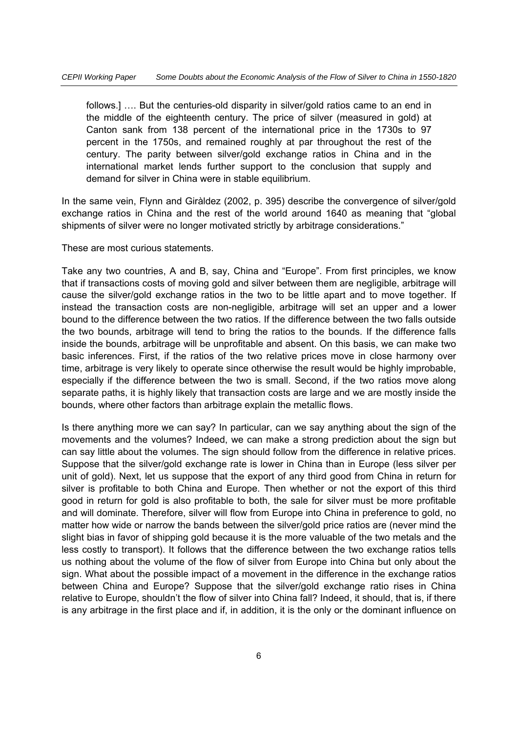> follows.] …. But the centuries-old disparity in silver/gold ratios came to an end in the middle of the eighteenth century. The price of silver (measured in gold) at Canton sank from 138 percent of the international price in the 1730s to 97 percent in the 1750s, and remained roughly at par throughout the rest of the century. The parity between silver/gold exchange ratios in China and in the international market lends further support to the conclusion that supply and demand for silver in China were in stable equilibrium.

In the same vein, Flynn and Giràldez (2002, p. 395) describe the convergence of silver/gold exchange ratios in China and the rest of the world around 1640 as meaning that "global shipments of silver were no longer motivated strictly by arbitrage considerations."

These are most curious statements.

Take any two countries, A and B, say, China and "Europe". From first principles, we know that if transactions costs of moving gold and silver between them are negligible, arbitrage will cause the silver/gold exchange ratios in the two to be little apart and to move together. If instead the transaction costs are non-negligible, arbitrage will set an upper and a lower bound to the difference between the two ratios. If the difference between the two falls outside the two bounds, arbitrage will tend to bring the ratios to the bounds. If the difference falls inside the bounds, arbitrage will be unprofitable and absent. On this basis, we can make two basic inferences. First, if the ratios of the two relative prices move in close harmony over time, arbitrage is very likely to operate since otherwise the result would be highly improbable, especially if the difference between the two is small. Second, if the two ratios move along separate paths, it is highly likely that transaction costs are large and we are mostly inside the bounds, where other factors than arbitrage explain the metallic flows.

Is there anything more we can say? In particular, can we say anything about the sign of the movements and the volumes? Indeed, we can make a strong prediction about the sign but can say little about the volumes. The sign should follow from the difference in relative prices. Suppose that the silver/gold exchange rate is lower in China than in Europe (less silver per unit of gold). Next, let us suppose that the export of any third good from China in return for silver is profitable to both China and Europe. Then whether or not the export of this third good in return for gold is also profitable to both, the sale for silver must be more profitable and will dominate. Therefore, silver will flow from Europe into China in preference to gold, no matter how wide or narrow the bands between the silver/gold price ratios are (never mind the slight bias in favor of shipping gold because it is the more valuable of the two metals and the less costly to transport). It follows that the difference between the two exchange ratios tells us nothing about the volume of the flow of silver from Europe into China but only about the sign. What about the possible impact of a movement in the difference in the exchange ratios between China and Europe? Suppose that the silver/gold exchange ratio rises in China relative to Europe, shouldn't the flow of silver into China fall? Indeed, it should, that is, if there is any arbitrage in the first place and if, in addition, it is the only or the dominant influence on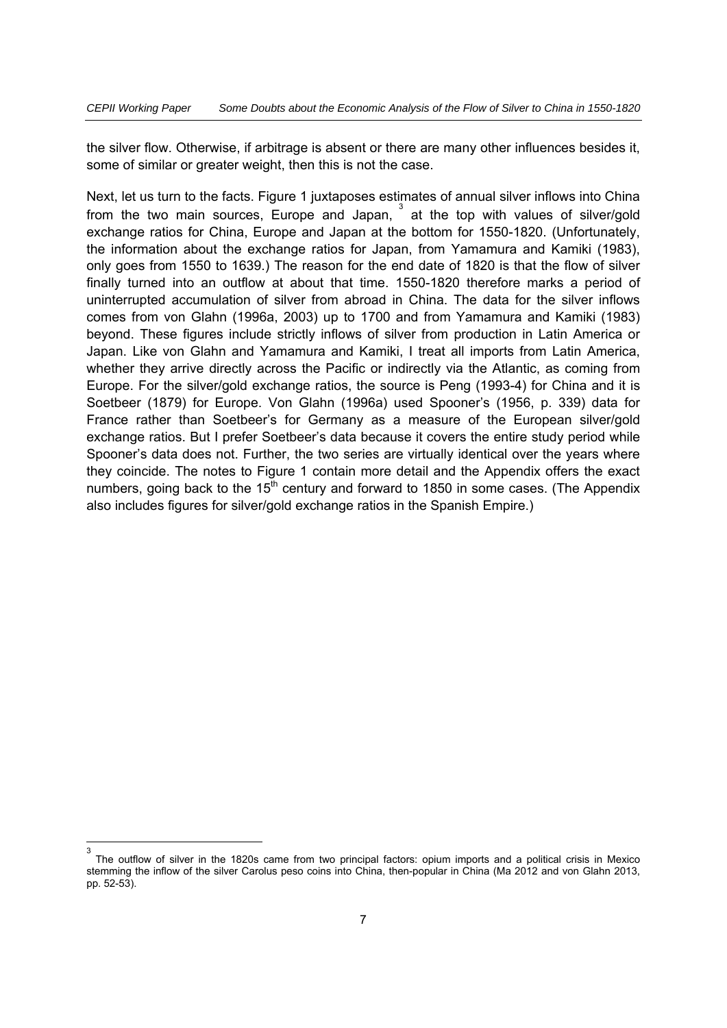the silver flow. Otherwise, if arbitrage is absent or there are many other influences besides it, some of similar or greater weight, then this is not the case.

Next, let us turn to the facts. Figure 1 juxtaposes estimates of annual silver inflows into China from the two main sources, Europe and Japan, [3] at the top with values of silver/gold exchange ratios for China, Europe and Japan at the bottom for 1550-1820. (Unfortunately, the information about the exchange ratios for Japan, from Yamamura and Kamiki (1983), only goes from 1550 to 1639.) The reason for the end date of 1820 is that the flow of silver finally turned into an outflow at about that time. 1550-1820 therefore marks a period of uninterrupted accumulation of silver from abroad in China. The data for the silver inflows comes from von Glahn (1996a, 2003) up to 1700 and from Yamamura and Kamiki (1983) beyond. These figures include strictly inflows of silver from production in Latin America or Japan. Like von Glahn and Yamamura and Kamiki, I treat all imports from Latin America, whether they arrive directly across the Pacific or indirectly via the Atlantic, as coming from Europe. For the silver/gold exchange ratios, the source is Peng (1993-4) for China and it is Soetbeer (1879) for Europe. Von Glahn (1996a) used Spooner's (1956, p. 339) data for France rather than Soetbeer's for Germany as a measure of the European silver/gold exchange ratios. But I prefer Soetbeer's data because it covers the entire study period while Spooner's data does not. Further, the two series are virtually identical over the years where they coincide. The notes to Figure 1 contain more detail and the Appendix offers the exact numbers, going back to the 15th century and forward to 1850 in some cases. (The Appendix also includes figures for silver/gold exchange ratios in the Spanish Empire.)

[3] The outflow of silver in the 1820s came from two principal factors: opium imports and a political crisis in Mexico stemming the inflow of the silver Carolus peso coins into China, then-popular in China (Ma 2012 and von Glahn 2013, pp. 52-53).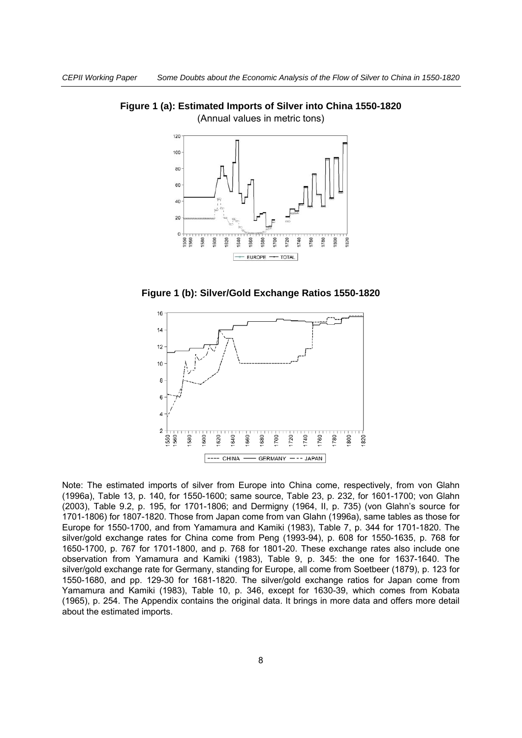**Figure 1 (a): Estimated Imports of Silver into China 1550-1820**

(Annual values in metric tons)

**Figure 1 (b): Silver/Gold Exchange Ratios 1550-1820**

Note: The estimated imports of silver from Europe into China come, respectively, from von Glahn (1996a), Table 13, p. 140, for 1550-1600; same source, Table 23, p. 232, for 1601-1700; von Glahn (2003), Table 9.2, p. 195, for 1701-1806; and Dermigny (1964, II, p. 735) (von Glahn's source for 1701-1806) for 1807-1820. Those from Japan come from van Glahn (1996a), same tables as those for Europe for 1550-1700, and from Yamamura and Kamiki (1983), Table 7, p. 344 for 1701-1820. The silver/gold exchange rates for China come from Peng (1993-94), p. 608 for 1550-1635, p. 768 for 1650-1700, p. 767 for 1701-1800, and p. 768 for 1801-20. These exchange rates also include one observation from Yamamura and Kamiki (1983), Table 9, p. 345: the one for 1637-1640. The silver/gold exchange rate for Germany, standing for Europe, all come from Soetbeer (1879), p. 123 for 1550-1680, and pp. 129-30 for 1681-1820. The silver/gold exchange ratios for Japan come from Yamamura and Kamiki (1983), Table 10, p. 346, except for 1630-39, which comes from Kobata (1965), p. 254. The Appendix contains the original data. It brings in more data and offers more detail about the estimated imports.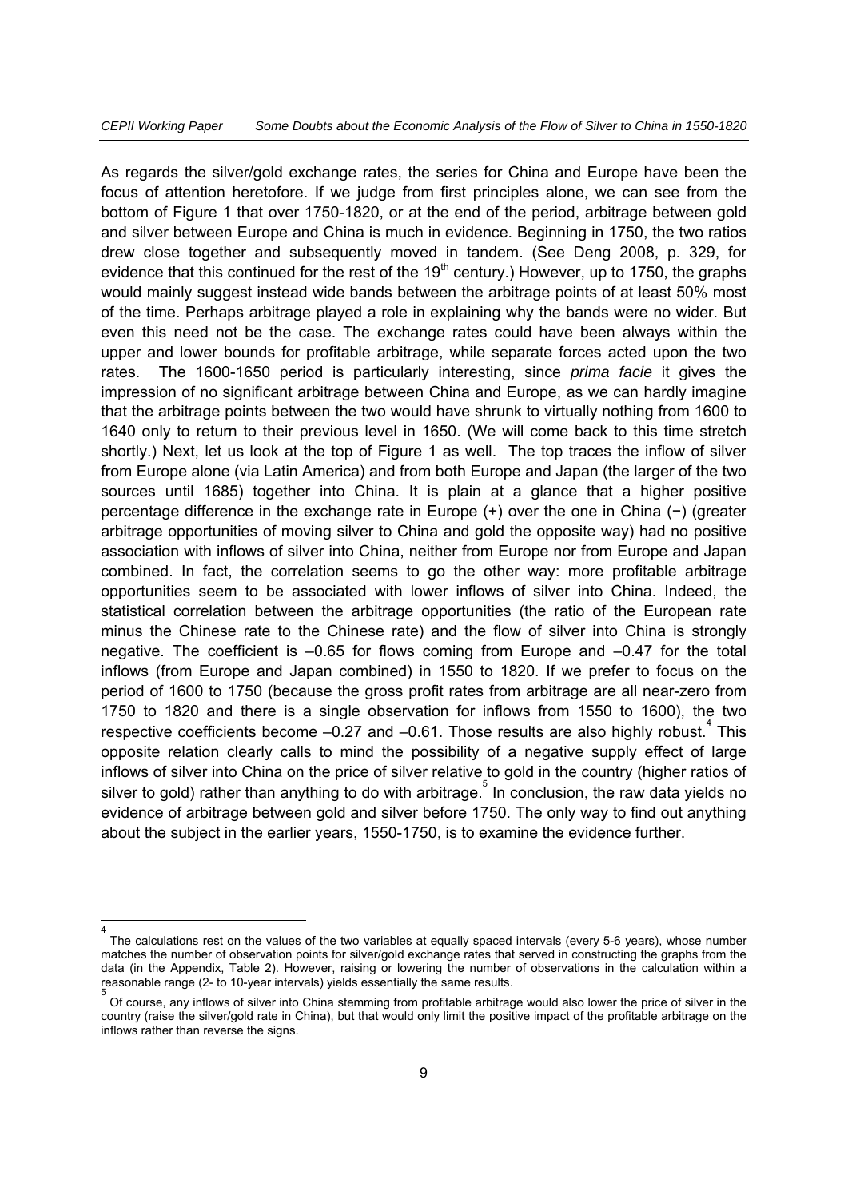As regards the silver/gold exchange rates, the series for China and Europe have been the focus of attention heretofore. If we judge from first principles alone, we can see from the bottom of Figure 1 that over 1750-1820, or at the end of the period, arbitrage between gold and silver between Europe and China is much in evidence. Beginning in 1750, the two ratios drew close together and subsequently moved in tandem. (See Deng 2008, p. 329, for evidence that this continued for the rest of the 19th century.) However, up to 1750, the graphs would mainly suggest instead wide bands between the arbitrage points of at least 50% most of the time. Perhaps arbitrage played a role in explaining why the bands were no wider. But even this need not be the case. The exchange rates could have been always within the upper and lower bounds for profitable arbitrage, while separate forces acted upon the two rates. The 1600-1650 period is particularly interesting, since *prima facie* it gives the impression of no significant arbitrage between China and Europe, as we can hardly imagine that the arbitrage points between the two would have shrunk to virtually nothing from 1600 to 1640 only to return to their previous level in 1650. (We will come back to this time stretch shortly.) Next, let us look at the top of Figure 1 as well. The top traces the inflow of silver from Europe alone (via Latin America) and from both Europe and Japan (the larger of the two sources until 1685) together into China. It is plain at a glance that a higher positive percentage difference in the exchange rate in Europe (+) over the one in China (−) (greater arbitrage opportunities of moving silver to China and gold the opposite way) had no positive association with inflows of silver into China, neither from Europe nor from Europe and Japan combined. In fact, the correlation seems to go the other way: more profitable arbitrage opportunities seem to be associated with lower inflows of silver into China. Indeed, the statistical correlation between the arbitrage opportunities (the ratio of the European rate minus the Chinese rate to the Chinese rate) and the flow of silver into China is strongly negative. The coefficient is –0.65 for flows coming from Europe and –0.47 for the total inflows (from Europe and Japan combined) in 1550 to 1820. If we prefer to focus on the period of 1600 to 1750 (because the gross profit rates from arbitrage are all near-zero from 1750 to 1820 and there is a single observation for inflows from 1550 to 1600), the two respective coefficients become –0.27 and –0.61. Those results are also highly robust.[4] This opposite relation clearly calls to mind the possibility of a negative supply effect of large inflows of silver into China on the price of silver relative to gold in the country (higher ratios of silver to gold) rather than anything to do with arbitrage.[5] In conclusion, the raw data yields no evidence of arbitrage between gold and silver before 1750. The only way to find out anything about the subject in the earlier years, 1550-1750, is to examine the evidence further.

---

[4] The calculations rest on the values of the two variables at equally spaced intervals (every 5-6 years), whose number matches the number of observation points for silver/gold exchange rates that served in constructing the graphs from the data (in the Appendix, Table 2). However, raising or lowering the number of observations in the calculation within a reasonable range (2- to 10-year intervals) yields essentially the same results.

[5] Of course, any inflows of silver into China stemming from profitable arbitrage would also lower the price of silver in the country (raise the silver/gold rate in China), but that would only limit the positive impact of the profitable arbitrage on the inflows rather than reverse the signs.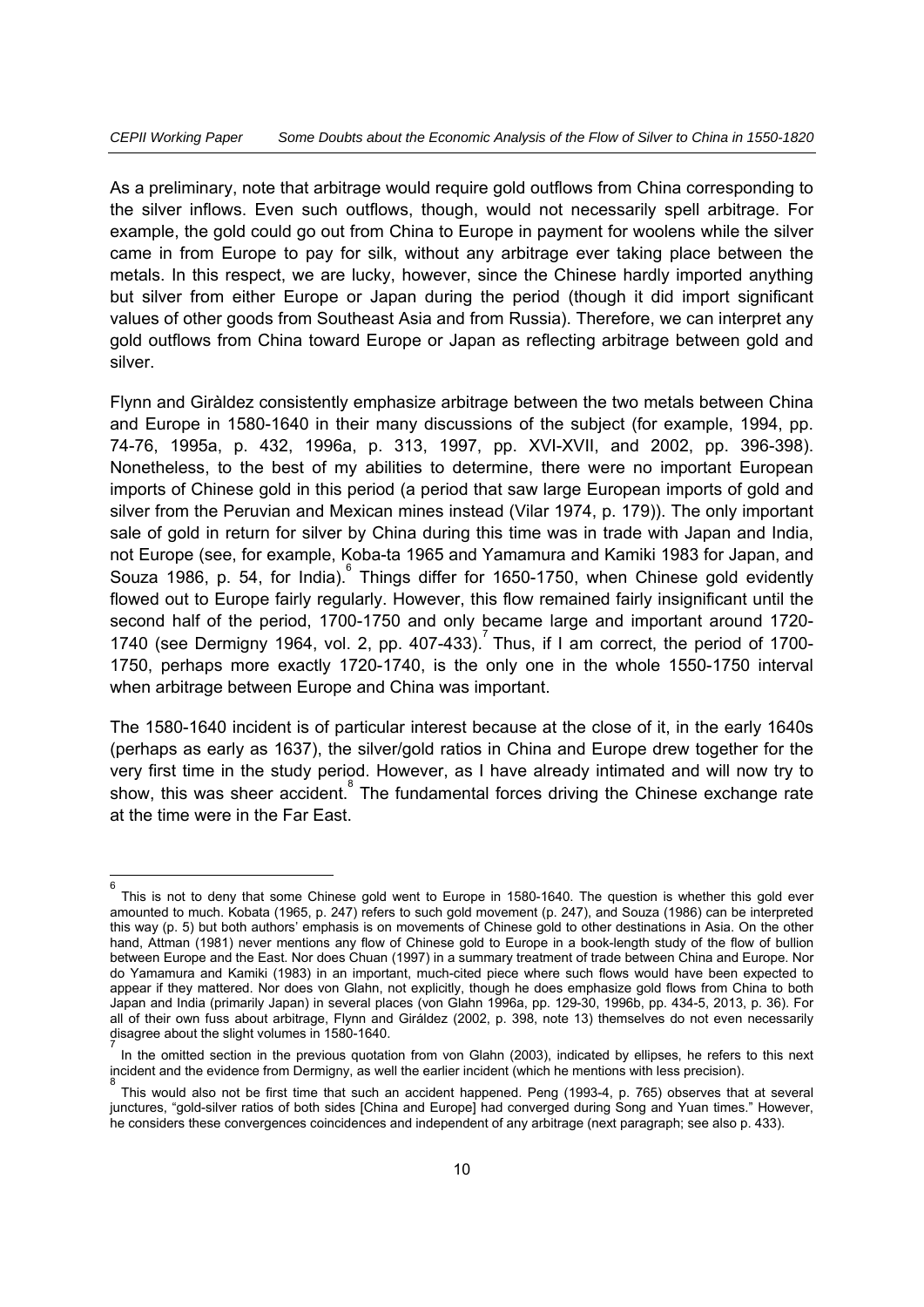As a preliminary, note that arbitrage would require gold outflows from China corresponding to the silver inflows. Even such outflows, though, would not necessarily spell arbitrage. For example, the gold could go out from China to Europe in payment for woolens while the silver came in from Europe to pay for silk, without any arbitrage ever taking place between the metals. In this respect, we are lucky, however, since the Chinese hardly imported anything but silver from either Europe or Japan during the period (though it did import significant values of other goods from Southeast Asia and from Russia). Therefore, we can interpret any gold outflows from China toward Europe or Japan as reflecting arbitrage between gold and silver.

Flynn and Giràldez consistently emphasize arbitrage between the two metals between China and Europe in 1580-1640 in their many discussions of the subject (for example, 1994, pp. 74-76, 1995a, p. 432, 1996a, p. 313, 1997, pp. XVI-XVII, and 2002, pp. 396-398). Nonetheless, to the best of my abilities to determine, there were no important European imports of Chinese gold in this period (a period that saw large European imports of gold and silver from the Peruvian and Mexican mines instead (Vilar 1974, p. 179)). The only important sale of gold in return for silver by China during this time was in trade with Japan and India, not Europe (see, for example, Koba-ta 1965 and Yamamura and Kamiki 1983 for Japan, and Souza 1986, p. 54, for India).[6] Things differ for 1650-1750, when Chinese gold evidently flowed out to Europe fairly regularly. However, this flow remained fairly insignificant until the second half of the period, 1700-1750 and only became large and important around 1720-1740 (see Dermigny 1964, vol. 2, pp. 407-433).[7] Thus, if I am correct, the period of 1700-1750, perhaps more exactly 1720-1740, is the only one in the whole 1550-1750 interval when arbitrage between Europe and China was important.

The 1580-1640 incident is of particular interest because at the close of it, in the early 1640s (perhaps as early as 1637), the silver/gold ratios in China and Europe drew together for the very first time in the study period. However, as I have already intimated and will now try to show, this was sheer accident.[8] The fundamental forces driving the Chinese exchange rate at the time were in the Far East.

---

[6] This is not to deny that some Chinese gold went to Europe in 1580-1640. The question is whether this gold ever amounted to much. Kobata (1965, p. 247) refers to such gold movement (p. 247), and Souza (1986) can be interpreted this way (p. 5) but both authors' emphasis is on movements of Chinese gold to other destinations in Asia. On the other hand, Attman (1981) never mentions any flow of Chinese gold to Europe in a book-length study of the flow of bullion between Europe and the East. Nor does Chuan (1997) in a summary treatment of trade between China and Europe. Nor do Yamamura and Kamiki (1983) in an important, much-cited piece where such flows would have been expected to appear if they mattered. Nor does von Glahn, not explicitly, though he does emphasize gold flows from China to both Japan and India (primarily Japan) in several places (von Glahn 1996a, pp. 129-30, 1996b, pp. 434-5, 2013, p. 36). For all of their own fuss about arbitrage, Flynn and Giráldez (2002, p. 398, note 13) themselves do not even necessarily disagree about the slight volumes in 1580-1640.

[7] In the omitted section in the previous quotation from von Glahn (2003), indicated by ellipses, he refers to this next incident and the evidence from Dermigny, as well the earlier incident (which he mentions with less precision).

[8] This would also not be first time that such an accident happened. Peng (1993-4, p. 765) observes that at several junctures, "gold-silver ratios of both sides [China and Europe] had converged during Song and Yuan times." However, he considers these convergences coincidences and independent of any arbitrage (next paragraph; see also p. 433).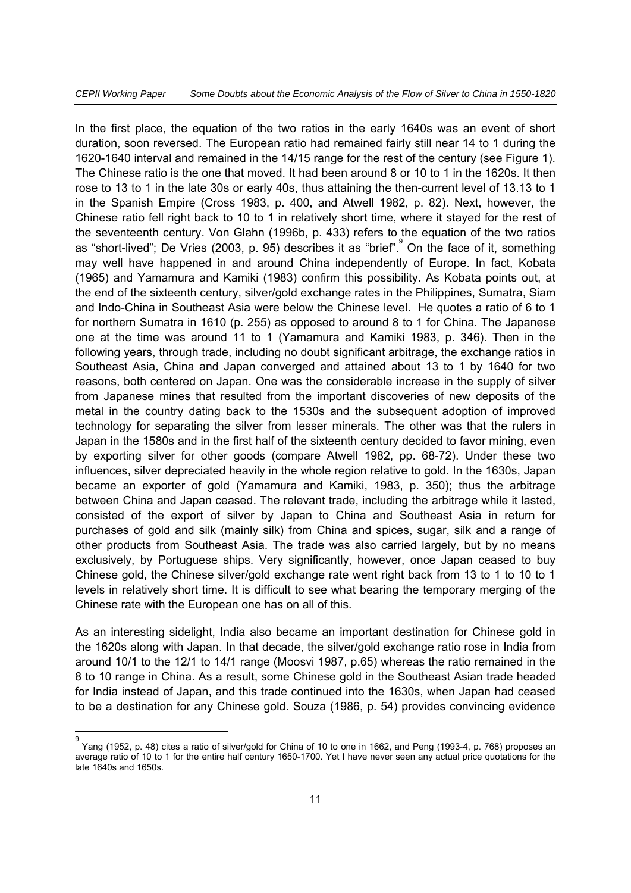In the first place, the equation of the two ratios in the early 1640s was an event of short duration, soon reversed. The European ratio had remained fairly still near 14 to 1 during the 1620-1640 interval and remained in the 14/15 range for the rest of the century (see Figure 1). The Chinese ratio is the one that moved. It had been around 8 or 10 to 1 in the 1620s. It then rose to 13 to 1 in the late 30s or early 40s, thus attaining the then-current level of 13.13 to 1 in the Spanish Empire (Cross 1983, p. 400, and Atwell 1982, p. 82). Next, however, the Chinese ratio fell right back to 10 to 1 in relatively short time, where it stayed for the rest of the seventeenth century. Von Glahn (1996b, p. 433) refers to the equation of the two ratios as "short-lived"; De Vries (2003, p. 95) describes it as "brief".[9] On the face of it, something may well have happened in and around China independently of Europe. In fact, Kobata (1965) and Yamamura and Kamiki (1983) confirm this possibility. As Kobata points out, at the end of the sixteenth century, silver/gold exchange rates in the Philippines, Sumatra, Siam and Indo-China in Southeast Asia were below the Chinese level. He quotes a ratio of 6 to 1 for northern Sumatra in 1610 (p. 255) as opposed to around 8 to 1 for China. The Japanese one at the time was around 11 to 1 (Yamamura and Kamiki 1983, p. 346). Then in the following years, through trade, including no doubt significant arbitrage, the exchange ratios in Southeast Asia, China and Japan converged and attained about 13 to 1 by 1640 for two reasons, both centered on Japan. One was the considerable increase in the supply of silver from Japanese mines that resulted from the important discoveries of new deposits of the metal in the country dating back to the 1530s and the subsequent adoption of improved technology for separating the silver from lesser minerals. The other was that the rulers in Japan in the 1580s and in the first half of the sixteenth century decided to favor mining, even by exporting silver for other goods (compare Atwell 1982, pp. 68-72). Under these two influences, silver depreciated heavily in the whole region relative to gold. In the 1630s, Japan became an exporter of gold (Yamamura and Kamiki, 1983, p. 350); thus the arbitrage between China and Japan ceased. The relevant trade, including the arbitrage while it lasted, consisted of the export of silver by Japan to China and Southeast Asia in return for purchases of gold and silk (mainly silk) from China and spices, sugar, silk and a range of other products from Southeast Asia. The trade was also carried largely, but by no means exclusively, by Portuguese ships. Very significantly, however, once Japan ceased to buy Chinese gold, the Chinese silver/gold exchange rate went right back from 13 to 1 to 10 to 1 levels in relatively short time. It is difficult to see what bearing the temporary merging of the Chinese rate with the European one has on all of this.

As an interesting sidelight, India also became an important destination for Chinese gold in the 1620s along with Japan. In that decade, the silver/gold exchange ratio rose in India from around 10/1 to the 12/1 to 14/1 range (Moosvi 1987, p.65) whereas the ratio remained in the 8 to 10 range in China. As a result, some Chinese gold in the Southeast Asian trade headed for India instead of Japan, and this trade continued into the 1630s, when Japan had ceased to be a destination for any Chinese gold. Souza (1986, p. 54) provides convincing evidence

[9] Yang (1952, p. 48) cites a ratio of silver/gold for China of 10 to one in 1662, and Peng (1993-4, p. 768) proposes an average ratio of 10 to 1 for the entire half century 1650-1700. Yet I have never seen any actual price quotations for the late 1640s and 1650s.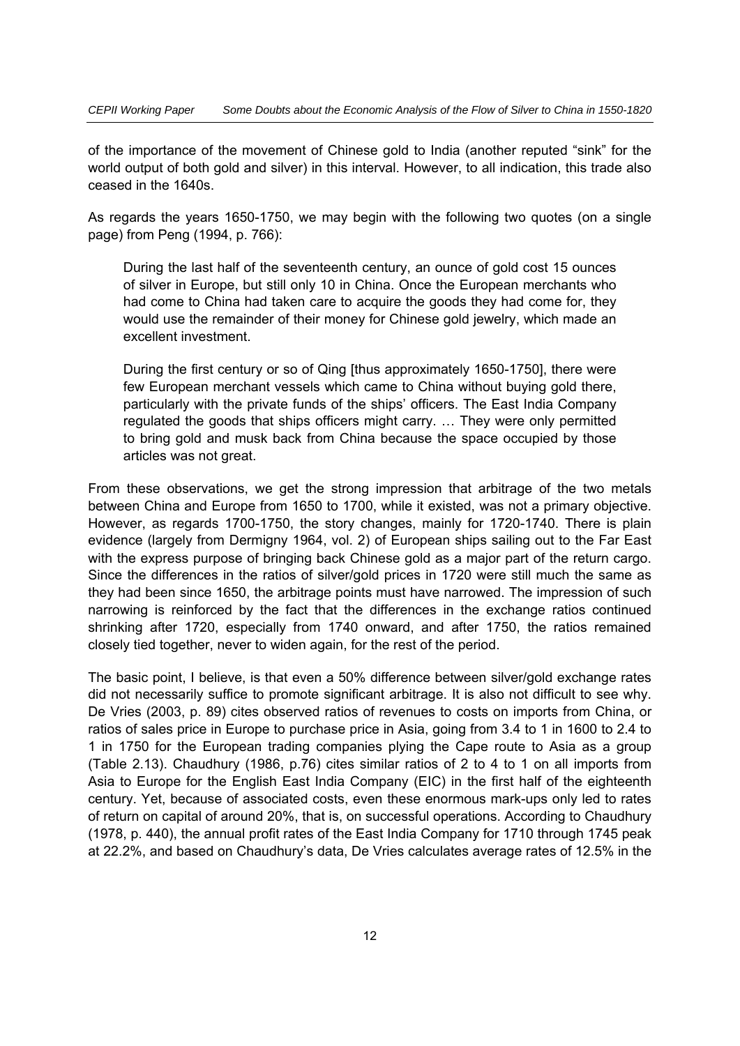of the importance of the movement of Chinese gold to India (another reputed "sink" for the world output of both gold and silver) in this interval. However, to all indication, this trade also ceased in the 1640s.

As regards the years 1650-1750, we may begin with the following two quotes (on a single page) from Peng (1994, p. 766):

> During the last half of the seventeenth century, an ounce of gold cost 15 ounces of silver in Europe, but still only 10 in China. Once the European merchants who had come to China had taken care to acquire the goods they had come for, they would use the remainder of their money for Chinese gold jewelry, which made an excellent investment.
>
> During the first century or so of Qing [thus approximately 1650-1750], there were few European merchant vessels which came to China without buying gold there, particularly with the private funds of the ships' officers. The East India Company regulated the goods that ships officers might carry. … They were only permitted to bring gold and musk back from China because the space occupied by those articles was not great.

From these observations, we get the strong impression that arbitrage of the two metals between China and Europe from 1650 to 1700, while it existed, was not a primary objective. However, as regards 1700-1750, the story changes, mainly for 1720-1740. There is plain evidence (largely from Dermigny 1964, vol. 2) of European ships sailing out to the Far East with the express purpose of bringing back Chinese gold as a major part of the return cargo. Since the differences in the ratios of silver/gold prices in 1720 were still much the same as they had been since 1650, the arbitrage points must have narrowed. The impression of such narrowing is reinforced by the fact that the differences in the exchange ratios continued shrinking after 1720, especially from 1740 onward, and after 1750, the ratios remained closely tied together, never to widen again, for the rest of the period.

The basic point, I believe, is that even a 50% difference between silver/gold exchange rates did not necessarily suffice to promote significant arbitrage. It is also not difficult to see why. De Vries (2003, p. 89) cites observed ratios of revenues to costs on imports from China, or ratios of sales price in Europe to purchase price in Asia, going from 3.4 to 1 in 1600 to 2.4 to 1 in 1750 for the European trading companies plying the Cape route to Asia as a group (Table 2.13). Chaudhury (1986, p.76) cites similar ratios of 2 to 4 to 1 on all imports from Asia to Europe for the English East India Company (EIC) in the first half of the eighteenth century. Yet, because of associated costs, even these enormous mark-ups only led to rates of return on capital of around 20%, that is, on successful operations. According to Chaudhury (1978, p. 440), the annual profit rates of the East India Company for 1710 through 1745 peak at 22.2%, and based on Chaudhury's data, De Vries calculates average rates of 12.5% in the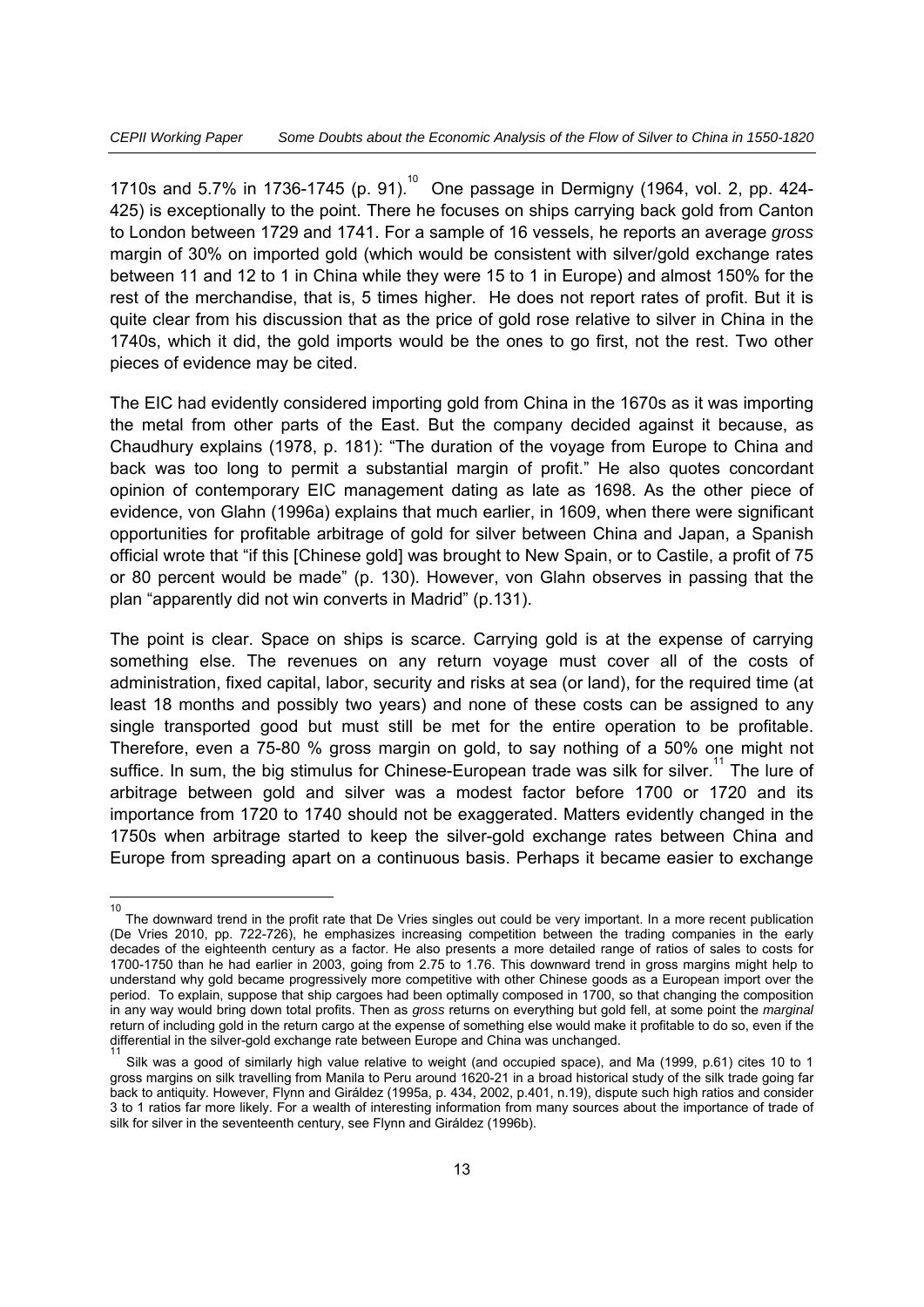1710s and 5.7% in 1736-1745 (p. 91).[10] One passage in Dermigny (1964, vol. 2, pp. 424-425) is exceptionally to the point. There he focuses on ships carrying back gold from Canton to London between 1729 and 1741. For a sample of 16 vessels, he reports an average *gross* margin of 30% on imported gold (which would be consistent with silver/gold exchange rates between 11 and 12 to 1 in China while they were 15 to 1 in Europe) and almost 150% for the rest of the merchandise, that is, 5 times higher. He does not report rates of profit. But it is quite clear from his discussion that as the price of gold rose relative to silver in China in the 1740s, which it did, the gold imports would be the ones to go first, not the rest. Two other pieces of evidence may be cited.

The EIC had evidently considered importing gold from China in the 1670s as it was importing the metal from other parts of the East. But the company decided against it because, as Chaudhury explains (1978, p. 181): "The duration of the voyage from Europe to China and back was too long to permit a substantial margin of profit." He also quotes concordant opinion of contemporary EIC management dating as late as 1698. As the other piece of evidence, von Glahn (1996a) explains that much earlier, in 1609, when there were significant opportunities for profitable arbitrage of gold for silver between China and Japan, a Spanish official wrote that "if this [Chinese gold] was brought to New Spain, or to Castile, a profit of 75 or 80 percent would be made" (p. 130). However, von Glahn observes in passing that the plan "apparently did not win converts in Madrid" (p.131).

The point is clear. Space on ships is scarce. Carrying gold is at the expense of carrying something else. The revenues on any return voyage must cover all of the costs of administration, fixed capital, labor, security and risks at sea (or land), for the required time (at least 18 months and possibly two years) and none of these costs can be assigned to any single transported good but must still be met for the entire operation to be profitable. Therefore, even a 75-80 % gross margin on gold, to say nothing of a 50% one might not suffice. In sum, the big stimulus for Chinese-European trade was silk for silver.[11] The lure of arbitrage between gold and silver was a modest factor before 1700 or 1720 and its importance from 1720 to 1740 should not be exaggerated. Matters evidently changed in the 1750s when arbitrage started to keep the silver-gold exchange rates between China and Europe from spreading apart on a continuous basis. Perhaps it became easier to exchange

---

[10] The downward trend in the profit rate that De Vries singles out could be very important. In a more recent publication (De Vries 2010, pp. 722-726), he emphasizes increasing competition between the trading companies in the early decades of the eighteenth century as a factor. He also presents a more detailed range of ratios of sales to costs for 1700-1750 than he had earlier in 2003, going from 2.75 to 1.76. This downward trend in gross margins might help to understand why gold became progressively more competitive with other Chinese goods as a European import over the period. To explain, suppose that ship cargoes had been optimally composed in 1700, so that changing the composition in any way would bring down total profits. Then as *gross* returns on everything but gold fell, at some point the *marginal* return of including gold in the return cargo at the expense of something else would make it profitable to do so, even if the differential in the silver-gold exchange rate between Europe and China was unchanged.

[11] Silk was a good of similarly high value relative to weight (and occupied space), and Ma (1999, p.61) cites 10 to 1 gross margins on silk travelling from Manila to Peru around 1620-21 in a broad historical study of the silk trade going far back to antiquity. However, Flynn and Giráldez (1995a, p. 434, 2002, p.401, n.19), dispute such high ratios and consider 3 to 1 ratios far more likely. For a wealth of interesting information from many sources about the importance of trade of silk for silver in the seventeenth century, see Flynn and Giráldez (1996b).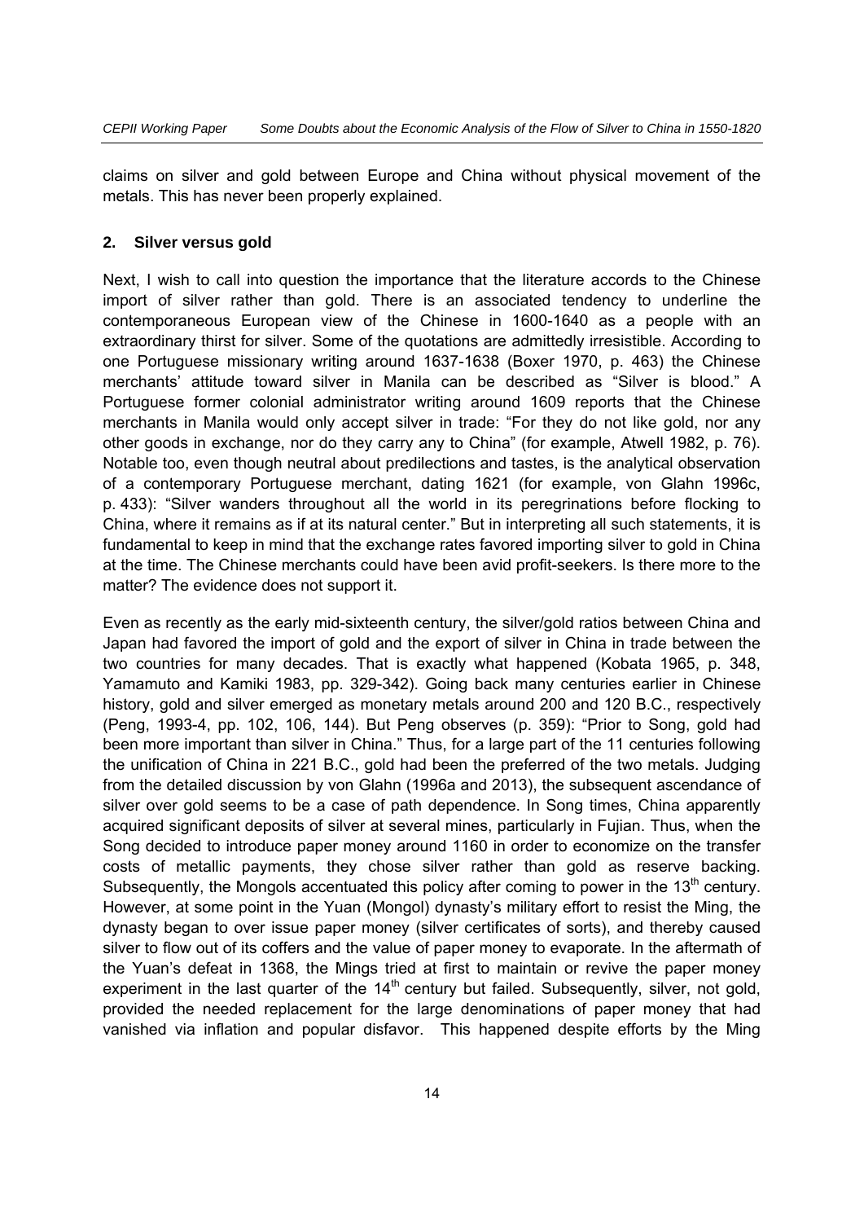claims on silver and gold between Europe and China without physical movement of the metals. This has never been properly explained.

## 2. Silver versus gold

Next, I wish to call into question the importance that the literature accords to the Chinese import of silver rather than gold. There is an associated tendency to underline the contemporaneous European view of the Chinese in 1600-1640 as a people with an extraordinary thirst for silver. Some of the quotations are admittedly irresistible. According to one Portuguese missionary writing around 1637-1638 (Boxer 1970, p. 463) the Chinese merchants' attitude toward silver in Manila can be described as "Silver is blood." A Portuguese former colonial administrator writing around 1609 reports that the Chinese merchants in Manila would only accept silver in trade: "For they do not like gold, nor any other goods in exchange, nor do they carry any to China" (for example, Atwell 1982, p. 76). Notable too, even though neutral about predilections and tastes, is the analytical observation of a contemporary Portuguese merchant, dating 1621 (for example, von Glahn 1996c, p. 433): "Silver wanders throughout all the world in its peregrinations before flocking to China, where it remains as if at its natural center." But in interpreting all such statements, it is fundamental to keep in mind that the exchange rates favored importing silver to gold in China at the time. The Chinese merchants could have been avid profit-seekers. Is there more to the matter? The evidence does not support it.

Even as recently as the early mid-sixteenth century, the silver/gold ratios between China and Japan had favored the import of gold and the export of silver in China in trade between the two countries for many decades. That is exactly what happened (Kobata 1965, p. 348, Yamamuto and Kamiki 1983, pp. 329-342). Going back many centuries earlier in Chinese history, gold and silver emerged as monetary metals around 200 and 120 B.C., respectively (Peng, 1993-4, pp. 102, 106, 144). But Peng observes (p. 359): "Prior to Song, gold had been more important than silver in China." Thus, for a large part of the 11 centuries following the unification of China in 221 B.C., gold had been the preferred of the two metals. Judging from the detailed discussion by von Glahn (1996a and 2013), the subsequent ascendance of silver over gold seems to be a case of path dependence. In Song times, China apparently acquired significant deposits of silver at several mines, particularly in Fujian. Thus, when the Song decided to introduce paper money around 1160 in order to economize on the transfer costs of metallic payments, they chose silver rather than gold as reserve backing. Subsequently, the Mongols accentuated this policy after coming to power in the 13th century. However, at some point in the Yuan (Mongol) dynasty's military effort to resist the Ming, the dynasty began to over issue paper money (silver certificates of sorts), and thereby caused silver to flow out of its coffers and the value of paper money to evaporate. In the aftermath of the Yuan's defeat in 1368, the Mings tried at first to maintain or revive the paper money experiment in the last quarter of the 14th century but failed. Subsequently, silver, not gold, provided the needed replacement for the large denominations of paper money that had vanished via inflation and popular disfavor. This happened despite efforts by the Ming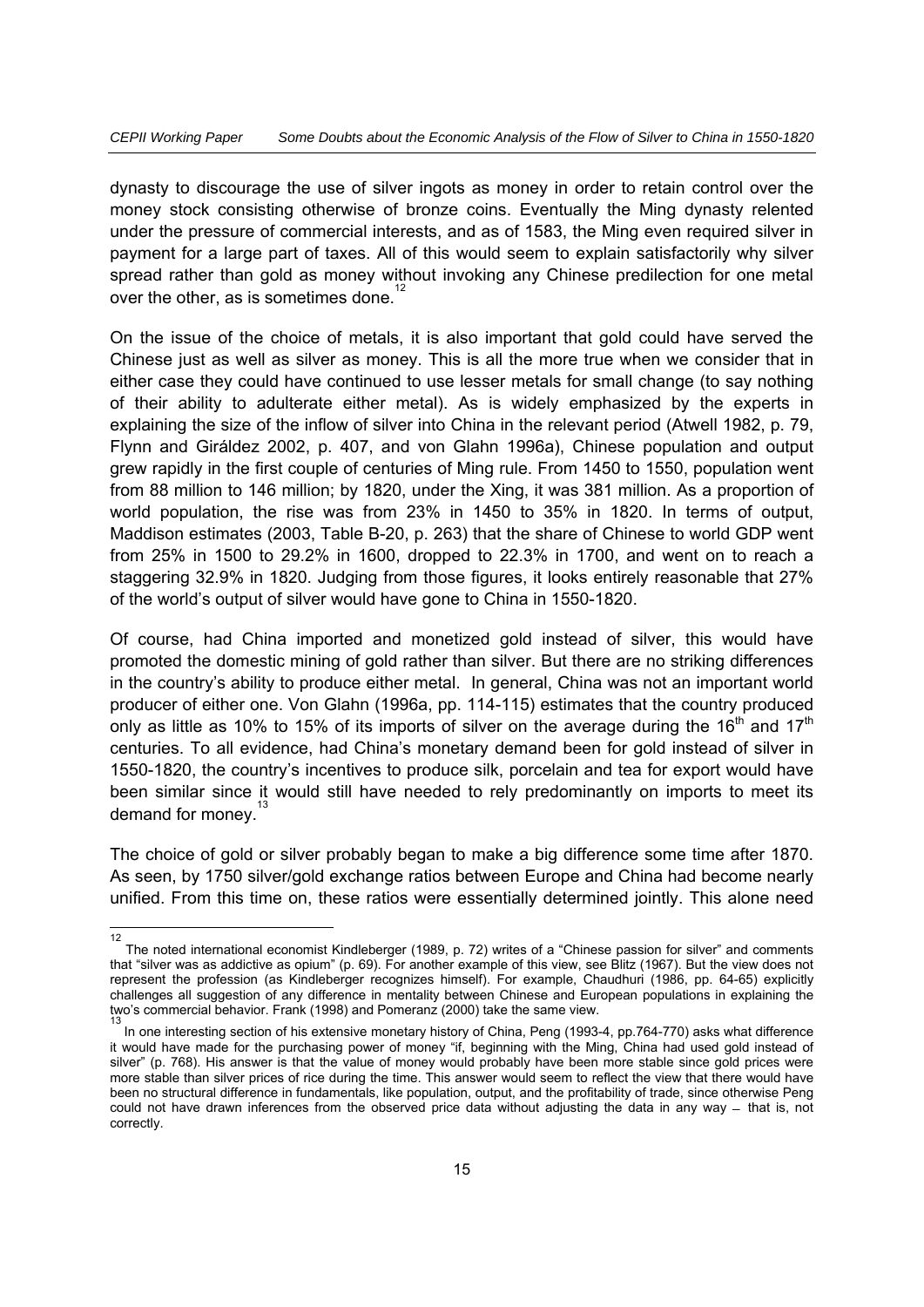dynasty to discourage the use of silver ingots as money in order to retain control over the money stock consisting otherwise of bronze coins. Eventually the Ming dynasty relented under the pressure of commercial interests, and as of 1583, the Ming even required silver in payment for a large part of taxes. All of this would seem to explain satisfactorily why silver spread rather than gold as money without invoking any Chinese predilection for one metal over the other, as is sometimes done.[12]

On the issue of the choice of metals, it is also important that gold could have served the Chinese just as well as silver as money. This is all the more true when we consider that in either case they could have continued to use lesser metals for small change (to say nothing of their ability to adulterate either metal). As is widely emphasized by the experts in explaining the size of the inflow of silver into China in the relevant period (Atwell 1982, p. 79, Flynn and Giráldez 2002, p. 407, and von Glahn 1996a), Chinese population and output grew rapidly in the first couple of centuries of Ming rule. From 1450 to 1550, population went from 88 million to 146 million; by 1820, under the Xing, it was 381 million. As a proportion of world population, the rise was from 23% in 1450 to 35% in 1820. In terms of output, Maddison estimates (2003, Table B-20, p. 263) that the share of Chinese to world GDP went from 25% in 1500 to 29.2% in 1600, dropped to 22.3% in 1700, and went on to reach a staggering 32.9% in 1820. Judging from those figures, it looks entirely reasonable that 27% of the world's output of silver would have gone to China in 1550-1820.

Of course, had China imported and monetized gold instead of silver, this would have promoted the domestic mining of gold rather than silver. But there are no striking differences in the country's ability to produce either metal. In general, China was not an important world producer of either one. Von Glahn (1996a, pp. 114-115) estimates that the country produced only as little as 10% to 15% of its imports of silver on the average during the 16th and 17th centuries. To all evidence, had China's monetary demand been for gold instead of silver in 1550-1820, the country's incentives to produce silk, porcelain and tea for export would have been similar since it would still have needed to rely predominantly on imports to meet its demand for money.[13]

The choice of gold or silver probably began to make a big difference some time after 1870. As seen, by 1750 silver/gold exchange ratios between Europe and China had become nearly unified. From this time on, these ratios were essentially determined jointly. This alone need

---

[12] The noted international economist Kindleberger (1989, p. 72) writes of a "Chinese passion for silver" and comments that "silver was as addictive as opium" (p. 69). For another example of this view, see Blitz (1967). But the view does not represent the profession (as Kindleberger recognizes himself). For example, Chaudhuri (1986, pp. 64-65) explicitly challenges all suggestion of any difference in mentality between Chinese and European populations in explaining the two's commercial behavior. Frank (1998) and Pomeranz (2000) take the same view.

[13] In one interesting section of his extensive monetary history of China, Peng (1993-4, pp.764-770) asks what difference it would have made for the purchasing power of money "if, beginning with the Ming, China had used gold instead of silver" (p. 768). His answer is that the value of money would probably have been more stable since gold prices were more stable than silver prices of rice during the time. This answer would seem to reflect the view that there would have been no structural difference in fundamentals, like population, output, and the profitability of trade, since otherwise Peng could not have drawn inferences from the observed price data without adjusting the data in any way – that is, not correctly.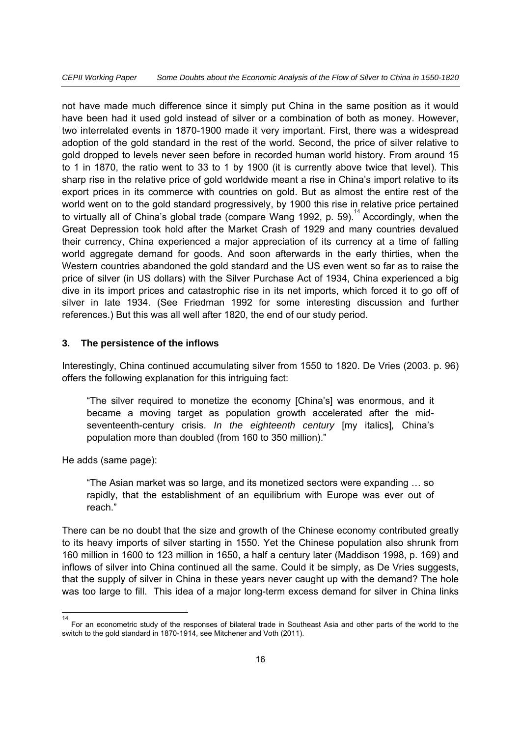not have made much difference since it simply put China in the same position as it would have been had it used gold instead of silver or a combination of both as money. However, two interrelated events in 1870-1900 made it very important. First, there was a widespread adoption of the gold standard in the rest of the world. Second, the price of silver relative to gold dropped to levels never seen before in recorded human world history. From around 15 to 1 in 1870, the ratio went to 33 to 1 by 1900 (it is currently above twice that level). This sharp rise in the relative price of gold worldwide meant a rise in China's import relative to its export prices in its commerce with countries on gold. But as almost the entire rest of the world went on to the gold standard progressively, by 1900 this rise in relative price pertained to virtually all of China's global trade (compare Wang 1992, p. 59).[14] Accordingly, when the Great Depression took hold after the Market Crash of 1929 and many countries devalued their currency, China experienced a major appreciation of its currency at a time of falling world aggregate demand for goods. And soon afterwards in the early thirties, when the Western countries abandoned the gold standard and the US even went so far as to raise the price of silver (in US dollars) with the Silver Purchase Act of 1934, China experienced a big dive in its import prices and catastrophic rise in its net imports, which forced it to go off of silver in late 1934. (See Friedman 1992 for some interesting discussion and further references.) But this was all well after 1820, the end of our study period.

## 3. The persistence of the inflows

Interestingly, China continued accumulating silver from 1550 to 1820. De Vries (2003. p. 96) offers the following explanation for this intriguing fact:

> "The silver required to monetize the economy [China's] was enormous, and it became a moving target as population growth accelerated after the mid-seventeenth-century crisis. *In the eighteenth century* [my italics]*,* China's population more than doubled (from 160 to 350 million)."

He adds (same page):

> "The Asian market was so large, and its monetized sectors were expanding … so rapidly, that the establishment of an equilibrium with Europe was ever out of reach."

There can be no doubt that the size and growth of the Chinese economy contributed greatly to its heavy imports of silver starting in 1550. Yet the Chinese population also shrunk from 160 million in 1600 to 123 million in 1650, a half a century later (Maddison 1998, p. 169) and inflows of silver into China continued all the same. Could it be simply, as De Vries suggests, that the supply of silver in China in these years never caught up with the demand? The hole was too large to fill. This idea of a major long-term excess demand for silver in China links

---

[14] For an econometric study of the responses of bilateral trade in Southeast Asia and other parts of the world to the switch to the gold standard in 1870-1914, see Mitchener and Voth (2011).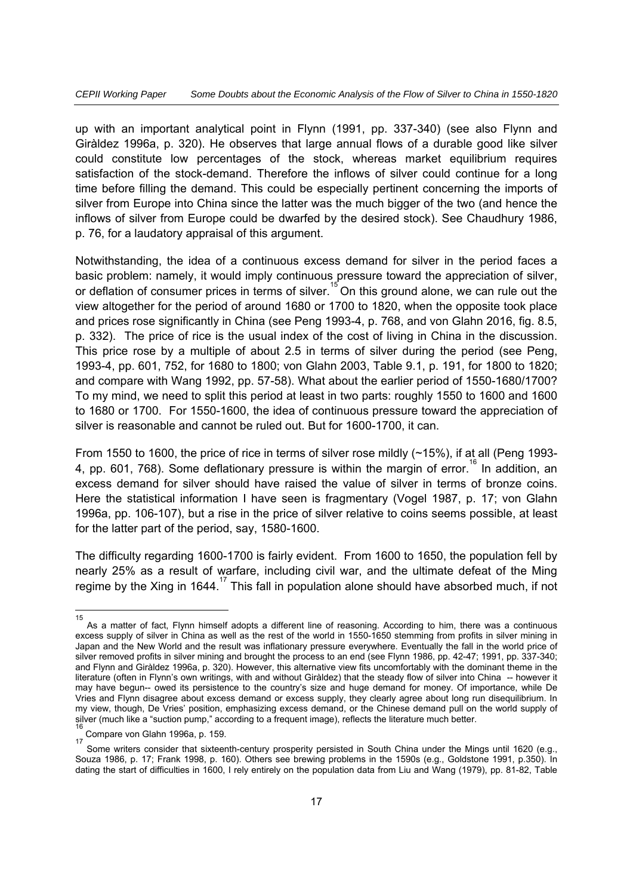up with an important analytical point in Flynn (1991, pp. 337-340) (see also Flynn and Giràldez 1996a, p. 320). He observes that large annual flows of a durable good like silver could constitute low percentages of the stock, whereas market equilibrium requires satisfaction of the stock-demand. Therefore the inflows of silver could continue for a long time before filling the demand. This could be especially pertinent concerning the imports of silver from Europe into China since the latter was the much bigger of the two (and hence the inflows of silver from Europe could be dwarfed by the desired stock). See Chaudhury 1986, p. 76, for a laudatory appraisal of this argument.

Notwithstanding, the idea of a continuous excess demand for silver in the period faces a basic problem: namely, it would imply continuous pressure toward the appreciation of silver, or deflation of consumer prices in terms of silver.[15] On this ground alone, we can rule out the view altogether for the period of around 1680 or 1700 to 1820, when the opposite took place and prices rose significantly in China (see Peng 1993-4, p. 768, and von Glahn 2016, fig. 8.5, p. 332). The price of rice is the usual index of the cost of living in China in the discussion. This price rose by a multiple of about 2.5 in terms of silver during the period (see Peng, 1993-4, pp. 601, 752, for 1680 to 1800; von Glahn 2003, Table 9.1, p. 191, for 1800 to 1820; and compare with Wang 1992, pp. 57-58). What about the earlier period of 1550-1680/1700? To my mind, we need to split this period at least in two parts: roughly 1550 to 1600 and 1600 to 1680 or 1700. For 1550-1600, the idea of continuous pressure toward the appreciation of silver is reasonable and cannot be ruled out. But for 1600-1700, it can.

From 1550 to 1600, the price of rice in terms of silver rose mildly (~15%), if at all (Peng 1993-4, pp. 601, 768). Some deflationary pressure is within the margin of error.[16] In addition, an excess demand for silver should have raised the value of silver in terms of bronze coins. Here the statistical information I have seen is fragmentary (Vogel 1987, p. 17; von Glahn 1996a, pp. 106-107), but a rise in the price of silver relative to coins seems possible, at least for the latter part of the period, say, 1580-1600.

The difficulty regarding 1600-1700 is fairly evident. From 1600 to 1650, the population fell by nearly 25% as a result of warfare, including civil war, and the ultimate defeat of the Ming regime by the Xing in 1644.[17] This fall in population alone should have absorbed much, if not

---

[15] As a matter of fact, Flynn himself adopts a different line of reasoning. According to him, there was a continuous excess supply of silver in China as well as the rest of the world in 1550-1650 stemming from profits in silver mining in Japan and the New World and the result was inflationary pressure everywhere. Eventually the fall in the world price of silver removed profits in silver mining and brought the process to an end (see Flynn 1986, pp. 42-47; 1991, pp. 337-340; and Flynn and Giràldez 1996a, p. 320). However, this alternative view fits uncomfortably with the dominant theme in the literature (often in Flynn's own writings, with and without Giràldez) that the steady flow of silver into China -- however it may have begun-- owed its persistence to the country's size and huge demand for money. Of importance, while De Vries and Flynn disagree about excess demand or excess supply, they clearly agree about long run disequilibrium. In my view, though, De Vries' position, emphasizing excess demand, or the Chinese demand pull on the world supply of silver (much like a "suction pump," according to a frequent image), reflects the literature much better.

[16] Compare von Glahn 1996a, p. 159.

[17] Some writers consider that sixteenth-century prosperity persisted in South China under the Mings until 1620 (e.g., Souza 1986, p. 17; Frank 1998, p. 160). Others see brewing problems in the 1590s (e.g., Goldstone 1991, p.350). In dating the start of difficulties in 1600, I rely entirely on the population data from Liu and Wang (1979), pp. 81-82, Table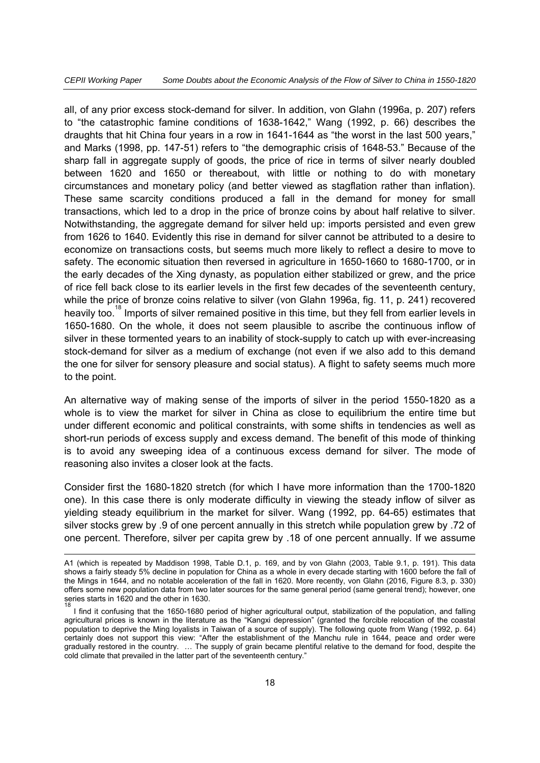all, of any prior excess stock-demand for silver. In addition, von Glahn (1996a, p. 207) refers to "the catastrophic famine conditions of 1638-1642," Wang (1992, p. 66) describes the draughts that hit China four years in a row in 1641-1644 as "the worst in the last 500 years," and Marks (1998, pp. 147-51) refers to "the demographic crisis of 1648-53." Because of the sharp fall in aggregate supply of goods, the price of rice in terms of silver nearly doubled between 1620 and 1650 or thereabout, with little or nothing to do with monetary circumstances and monetary policy (and better viewed as stagflation rather than inflation). These same scarcity conditions produced a fall in the demand for money for small transactions, which led to a drop in the price of bronze coins by about half relative to silver. Notwithstanding, the aggregate demand for silver held up: imports persisted and even grew from 1626 to 1640. Evidently this rise in demand for silver cannot be attributed to a desire to economize on transactions costs, but seems much more likely to reflect a desire to move to safety. The economic situation then reversed in agriculture in 1650-1660 to 1680-1700, or in the early decades of the Xing dynasty, as population either stabilized or grew, and the price of rice fell back close to its earlier levels in the first few decades of the seventeenth century, while the price of bronze coins relative to silver (von Glahn 1996a, fig. 11, p. 241) recovered heavily too.[18] Imports of silver remained positive in this time, but they fell from earlier levels in 1650-1680. On the whole, it does not seem plausible to ascribe the continuous inflow of silver in these tormented years to an inability of stock-supply to catch up with ever-increasing stock-demand for silver as a medium of exchange (not even if we also add to this demand the one for silver for sensory pleasure and social status). A flight to safety seems much more to the point.

An alternative way of making sense of the imports of silver in the period 1550-1820 as a whole is to view the market for silver in China as close to equilibrium the entire time but under different economic and political constraints, with some shifts in tendencies as well as short-run periods of excess supply and excess demand. The benefit of this mode of thinking is to avoid any sweeping idea of a continuous excess demand for silver. The mode of reasoning also invites a closer look at the facts.

Consider first the 1680-1820 stretch (for which I have more information than the 1700-1820 one). In this case there is only moderate difficulty in viewing the steady inflow of silver as yielding steady equilibrium in the market for silver. Wang (1992, pp. 64-65) estimates that silver stocks grew by .9 of one percent annually in this stretch while population grew by .72 of one percent. Therefore, silver per capita grew by .18 of one percent annually. If we assume

---

A1 (which is repeated by Maddison 1998, Table D.1, p. 169, and by von Glahn (2003, Table 9.1, p. 191). This data shows a fairly steady 5% decline in population for China as a whole in every decade starting with 1600 before the fall of the Mings in 1644, and no notable acceleration of the fall in 1620. More recently, von Glahn (2016, Figure 8.3, p. 330) offers some new population data from two later sources for the same general period (same general trend); however, one series starts in 1620 and the other in 1630.

[18] I find it confusing that the 1650-1680 period of higher agricultural output, stabilization of the population, and falling agricultural prices is known in the literature as the "Kangxi depression" (granted the forcible relocation of the coastal population to deprive the Ming loyalists in Taiwan of a source of supply). The following quote from Wang (1992, p. 64) certainly does not support this view: "After the establishment of the Manchu rule in 1644, peace and order were gradually restored in the country. … The supply of grain became plentiful relative to the demand for food, despite the cold climate that prevailed in the latter part of the seventeenth century."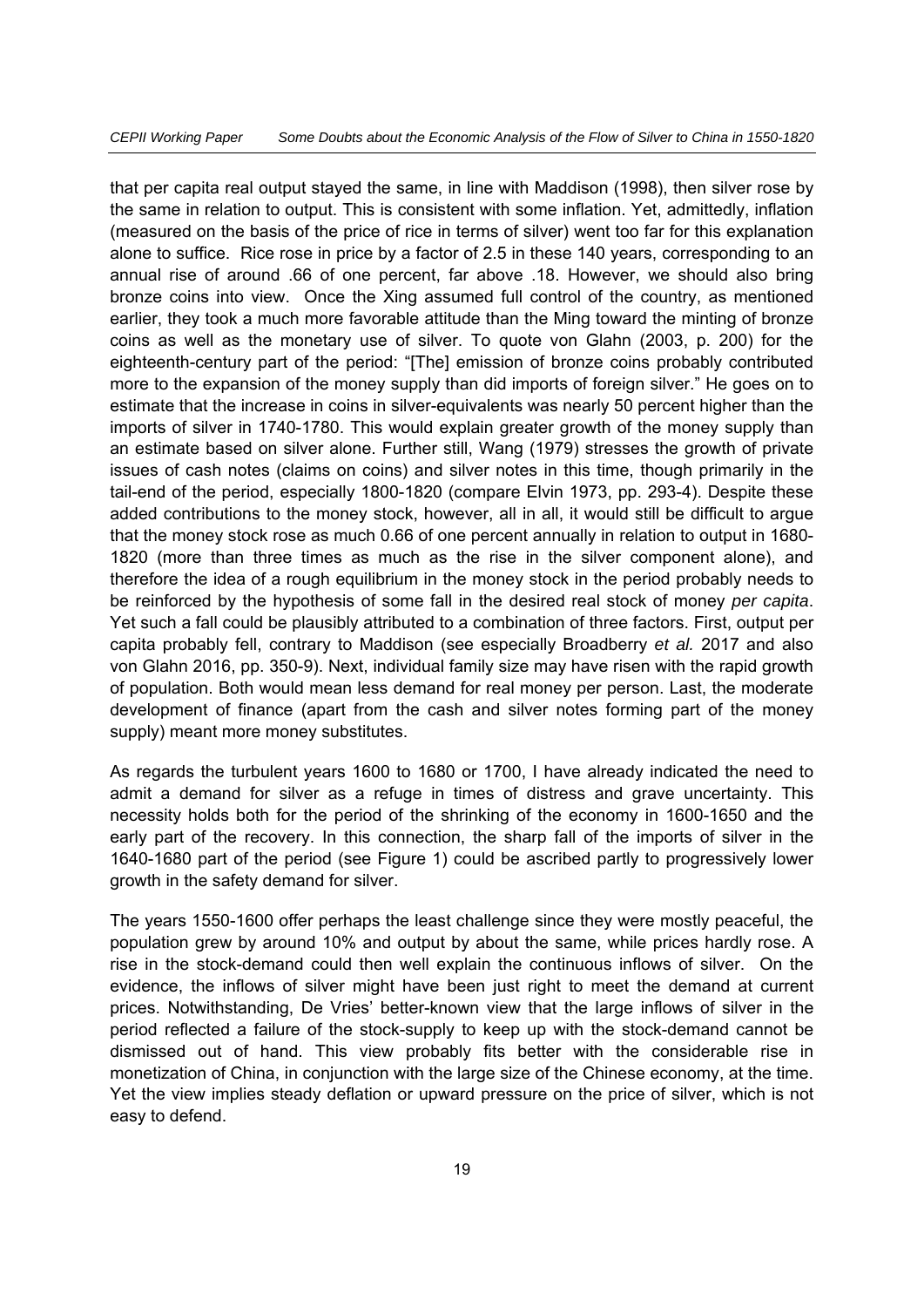that per capita real output stayed the same, in line with Maddison (1998), then silver rose by the same in relation to output. This is consistent with some inflation. Yet, admittedly, inflation (measured on the basis of the price of rice in terms of silver) went too far for this explanation alone to suffice. Rice rose in price by a factor of 2.5 in these 140 years, corresponding to an annual rise of around .66 of one percent, far above .18. However, we should also bring bronze coins into view. Once the Xing assumed full control of the country, as mentioned earlier, they took a much more favorable attitude than the Ming toward the minting of bronze coins as well as the monetary use of silver. To quote von Glahn (2003, p. 200) for the eighteenth-century part of the period: "[The] emission of bronze coins probably contributed more to the expansion of the money supply than did imports of foreign silver." He goes on to estimate that the increase in coins in silver-equivalents was nearly 50 percent higher than the imports of silver in 1740-1780. This would explain greater growth of the money supply than an estimate based on silver alone. Further still, Wang (1979) stresses the growth of private issues of cash notes (claims on coins) and silver notes in this time, though primarily in the tail-end of the period, especially 1800-1820 (compare Elvin 1973, pp. 293-4). Despite these added contributions to the money stock, however, all in all, it would still be difficult to argue that the money stock rose as much 0.66 of one percent annually in relation to output in 1680-1820 (more than three times as much as the rise in the silver component alone), and therefore the idea of a rough equilibrium in the money stock in the period probably needs to be reinforced by the hypothesis of some fall in the desired real stock of money *per capita*. Yet such a fall could be plausibly attributed to a combination of three factors. First, output per capita probably fell, contrary to Maddison (see especially Broadberry *et al.* 2017 and also von Glahn 2016, pp. 350-9). Next, individual family size may have risen with the rapid growth of population. Both would mean less demand for real money per person. Last, the moderate development of finance (apart from the cash and silver notes forming part of the money supply) meant more money substitutes.

As regards the turbulent years 1600 to 1680 or 1700, I have already indicated the need to admit a demand for silver as a refuge in times of distress and grave uncertainty. This necessity holds both for the period of the shrinking of the economy in 1600-1650 and the early part of the recovery. In this connection, the sharp fall of the imports of silver in the 1640-1680 part of the period (see Figure 1) could be ascribed partly to progressively lower growth in the safety demand for silver.

The years 1550-1600 offer perhaps the least challenge since they were mostly peaceful, the population grew by around 10% and output by about the same, while prices hardly rose. A rise in the stock-demand could then well explain the continuous inflows of silver. On the evidence, the inflows of silver might have been just right to meet the demand at current prices. Notwithstanding, De Vries' better-known view that the large inflows of silver in the period reflected a failure of the stock-supply to keep up with the stock-demand cannot be dismissed out of hand. This view probably fits better with the considerable rise in monetization of China, in conjunction with the large size of the Chinese economy, at the time. Yet the view implies steady deflation or upward pressure on the price of silver, which is not easy to defend.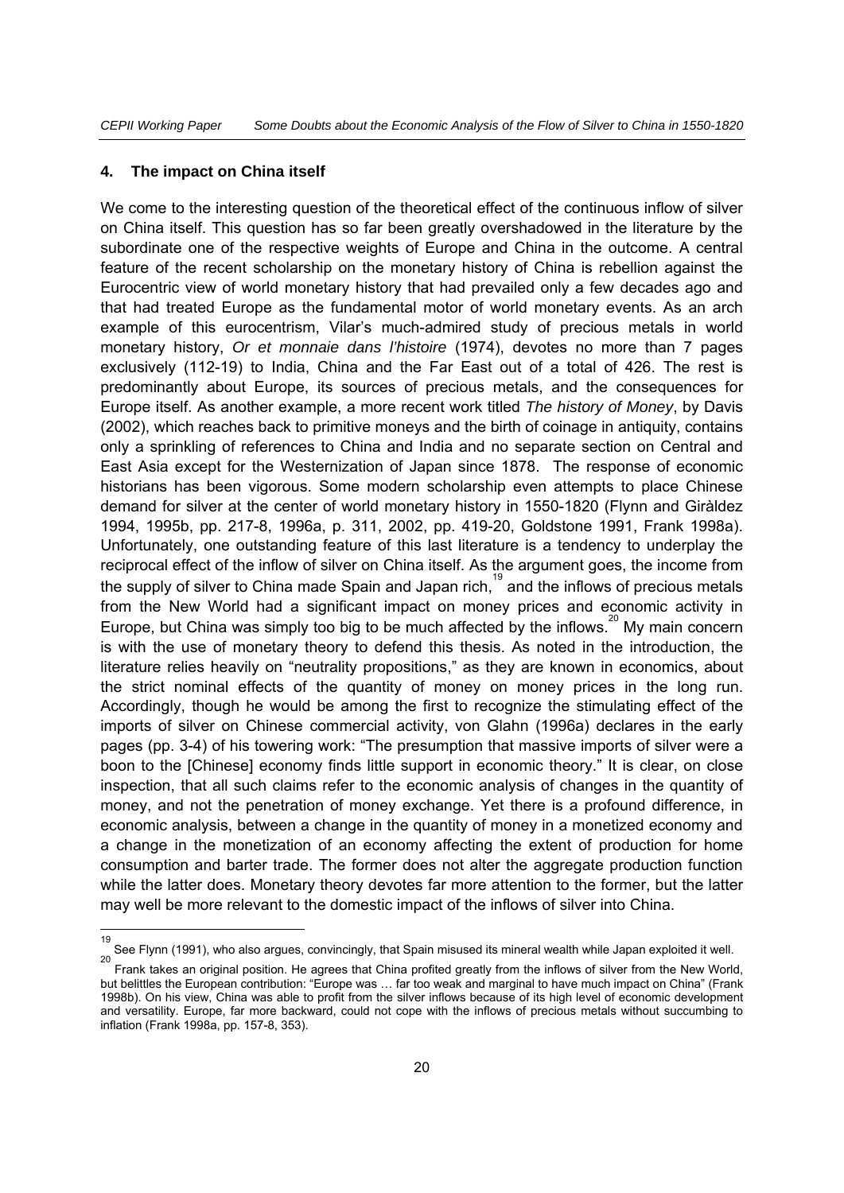## 4. The impact on China itself

We come to the interesting question of the theoretical effect of the continuous inflow of silver on China itself. This question has so far been greatly overshadowed in the literature by the subordinate one of the respective weights of Europe and China in the outcome. A central feature of the recent scholarship on the monetary history of China is rebellion against the Eurocentric view of world monetary history that had prevailed only a few decades ago and that had treated Europe as the fundamental motor of world monetary events. As an arch example of this eurocentrism, Vilar's much-admired study of precious metals in world monetary history, *Or et monnaie dans l'histoire* (1974), devotes no more than 7 pages exclusively (112-19) to India, China and the Far East out of a total of 426. The rest is predominantly about Europe, its sources of precious metals, and the consequences for Europe itself. As another example, a more recent work titled *The history of Money*, by Davis (2002), which reaches back to primitive moneys and the birth of coinage in antiquity, contains only a sprinkling of references to China and India and no separate section on Central and East Asia except for the Westernization of Japan since 1878. The response of economic historians has been vigorous. Some modern scholarship even attempts to place Chinese demand for silver at the center of world monetary history in 1550-1820 (Flynn and Giràldez 1994, 1995b, pp. 217-8, 1996a, p. 311, 2002, pp. 419-20, Goldstone 1991, Frank 1998a). Unfortunately, one outstanding feature of this last literature is a tendency to underplay the reciprocal effect of the inflow of silver on China itself. As the argument goes, the income from the supply of silver to China made Spain and Japan rich,[19] and the inflows of precious metals from the New World had a significant impact on money prices and economic activity in Europe, but China was simply too big to be much affected by the inflows.[20] My main concern is with the use of monetary theory to defend this thesis. As noted in the introduction, the literature relies heavily on "neutrality propositions," as they are known in economics, about the strict nominal effects of the quantity of money on money prices in the long run. Accordingly, though he would be among the first to recognize the stimulating effect of the imports of silver on Chinese commercial activity, von Glahn (1996a) declares in the early pages (pp. 3-4) of his towering work: "The presumption that massive imports of silver were a boon to the [Chinese] economy finds little support in economic theory." It is clear, on close inspection, that all such claims refer to the economic analysis of changes in the quantity of money, and not the penetration of money exchange. Yet there is a profound difference, in economic analysis, between a change in the quantity of money in a monetized economy and a change in the monetization of an economy affecting the extent of production for home consumption and barter trade. The former does not alter the aggregate production function while the latter does. Monetary theory devotes far more attention to the former, but the latter may well be more relevant to the domestic impact of the inflows of silver into China.

---

[19] See Flynn (1991), who also argues, convincingly, that Spain misused its mineral wealth while Japan exploited it well.

[20] Frank takes an original position. He agrees that China profited greatly from the inflows of silver from the New World, but belittles the European contribution: "Europe was … far too weak and marginal to have much impact on China" (Frank 1998b). On his view, China was able to profit from the silver inflows because of its high level of economic development and versatility. Europe, far more backward, could not cope with the inflows of precious metals without succumbing to inflation (Frank 1998a, pp. 157-8, 353).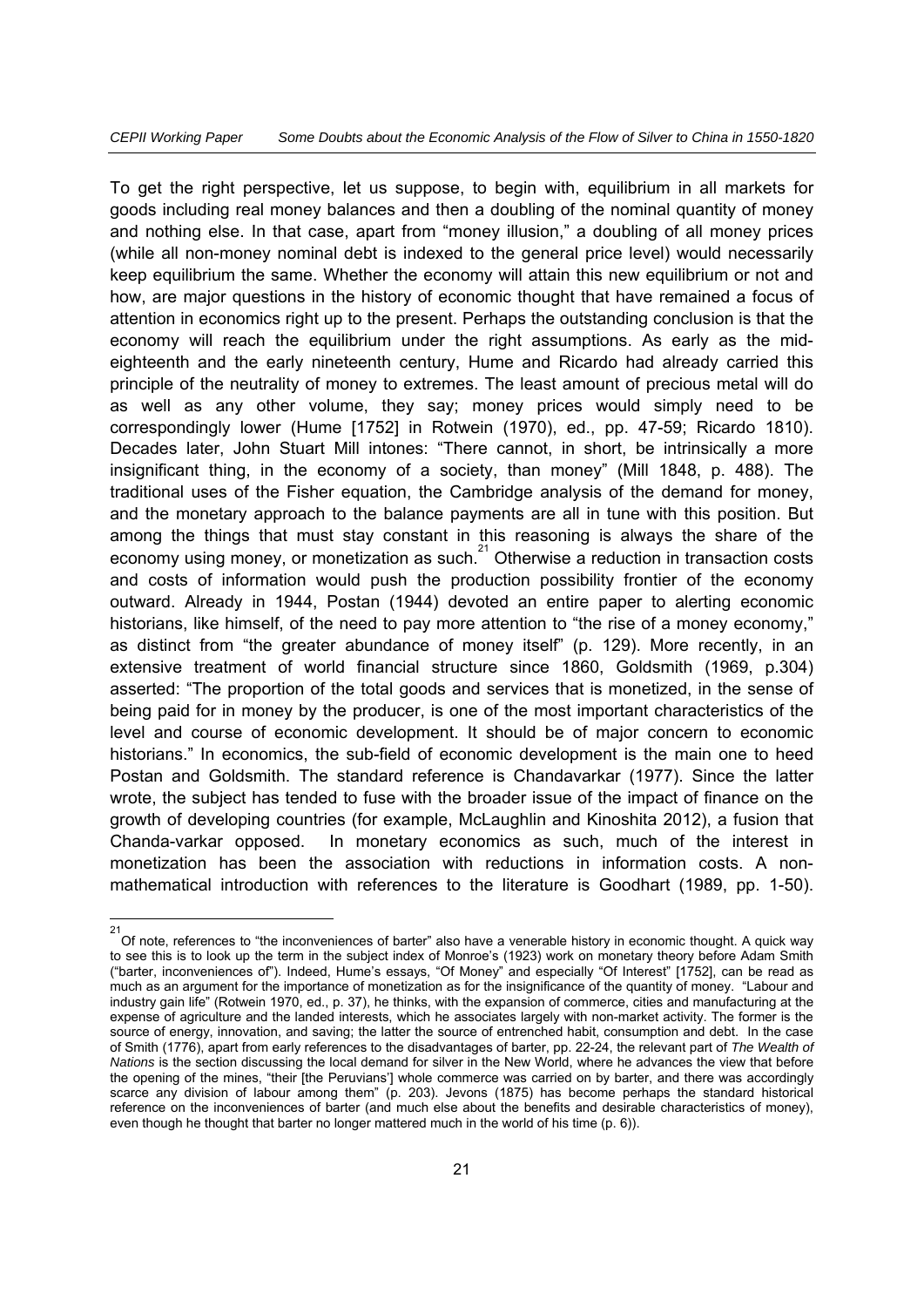To get the right perspective, let us suppose, to begin with, equilibrium in all markets for goods including real money balances and then a doubling of the nominal quantity of money and nothing else. In that case, apart from "money illusion," a doubling of all money prices (while all non-money nominal debt is indexed to the general price level) would necessarily keep equilibrium the same. Whether the economy will attain this new equilibrium or not and how, are major questions in the history of economic thought that have remained a focus of attention in economics right up to the present. Perhaps the outstanding conclusion is that the economy will reach the equilibrium under the right assumptions. As early as the mid-eighteenth and the early nineteenth century, Hume and Ricardo had already carried this principle of the neutrality of money to extremes. The least amount of precious metal will do as well as any other volume, they say; money prices would simply need to be correspondingly lower (Hume [1752] in Rotwein (1970), ed., pp. 47-59; Ricardo 1810). Decades later, John Stuart Mill intones: "There cannot, in short, be intrinsically a more insignificant thing, in the economy of a society, than money" (Mill 1848, p. 488). The traditional uses of the Fisher equation, the Cambridge analysis of the demand for money, and the monetary approach to the balance payments are all in tune with this position. But among the things that must stay constant in this reasoning is always the share of the economy using money, or monetization as such.[21] Otherwise a reduction in transaction costs and costs of information would push the production possibility frontier of the economy outward. Already in 1944, Postan (1944) devoted an entire paper to alerting economic historians, like himself, of the need to pay more attention to "the rise of a money economy," as distinct from "the greater abundance of money itself" (p. 129). More recently, in an extensive treatment of world financial structure since 1860, Goldsmith (1969, p.304) asserted: "The proportion of the total goods and services that is monetized, in the sense of being paid for in money by the producer, is one of the most important characteristics of the level and course of economic development. It should be of major concern to economic historians." In economics, the sub-field of economic development is the main one to heed Postan and Goldsmith. The standard reference is Chandavarkar (1977). Since the latter wrote, the subject has tended to fuse with the broader issue of the impact of finance on the growth of developing countries (for example, McLaughlin and Kinoshita 2012), a fusion that Chanda-varkar opposed. In monetary economics as such, much of the interest in monetization has been the association with reductions in information costs. A non-mathematical introduction with references to the literature is Goodhart (1989, pp. 1-50).

---

[21] Of note, references to "the inconveniences of barter" also have a venerable history in economic thought. A quick way to see this is to look up the term in the subject index of Monroe's (1923) work on monetary theory before Adam Smith ("barter, inconveniences of"). Indeed, Hume's essays, "Of Money" and especially "Of Interest" [1752], can be read as much as an argument for the importance of monetization as for the insignificance of the quantity of money. "Labour and industry gain life" (Rotwein 1970, ed., p. 37), he thinks, with the expansion of commerce, cities and manufacturing at the expense of agriculture and the landed interests, which he associates largely with non-market activity. The former is the source of energy, innovation, and saving; the latter the source of entrenched habit, consumption and debt. In the case of Smith (1776), apart from early references to the disadvantages of barter, pp. 22-24, the relevant part of *The Wealth of Nations* is the section discussing the local demand for silver in the New World, where he advances the view that before the opening of the mines, "their [the Peruvians'] whole commerce was carried on by barter, and there was accordingly scarce any division of labour among them" (p. 203). Jevons (1875) has become perhaps the standard historical reference on the inconveniences of barter (and much else about the benefits and desirable characteristics of money), even though he thought that barter no longer mattered much in the world of his time (p. 6)).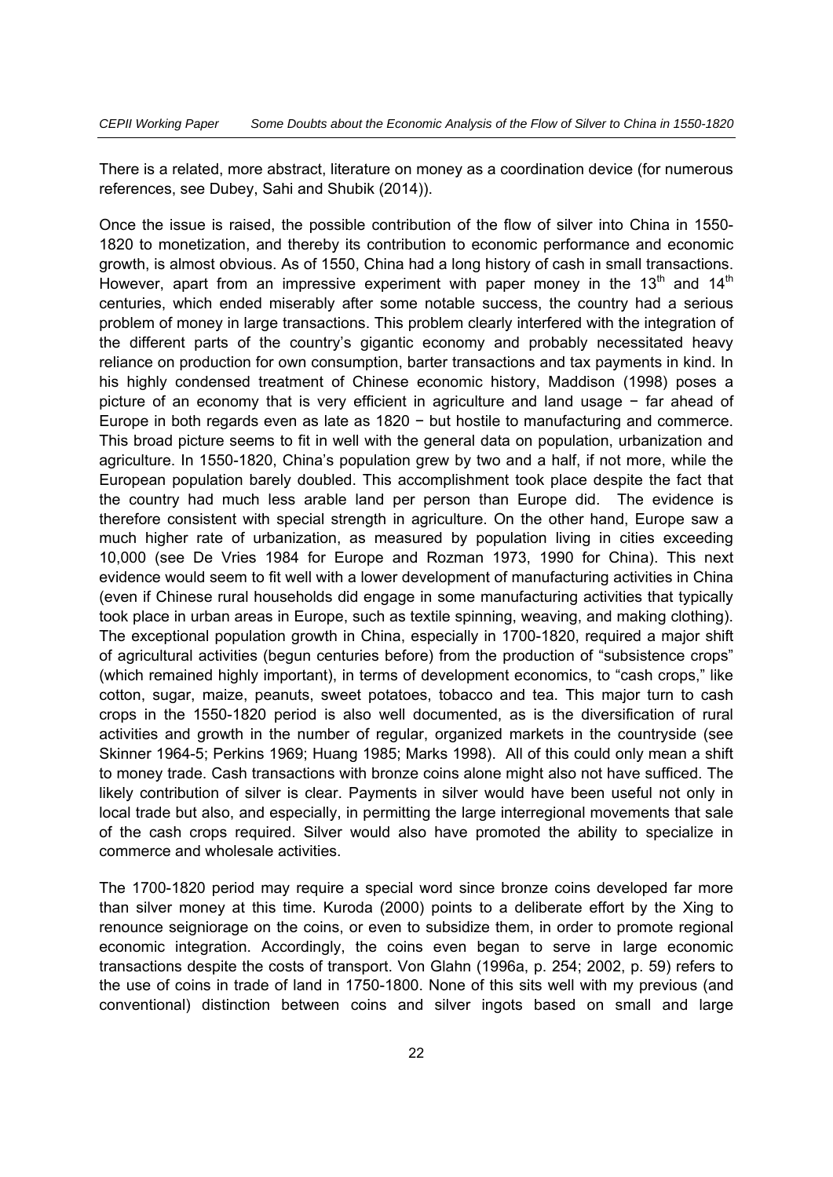There is a related, more abstract, literature on money as a coordination device (for numerous references, see Dubey, Sahi and Shubik (2014)).

Once the issue is raised, the possible contribution of the flow of silver into China in 1550-1820 to monetization, and thereby its contribution to economic performance and economic growth, is almost obvious. As of 1550, China had a long history of cash in small transactions. However, apart from an impressive experiment with paper money in the 13th and 14th centuries, which ended miserably after some notable success, the country had a serious problem of money in large transactions. This problem clearly interfered with the integration of the different parts of the country's gigantic economy and probably necessitated heavy reliance on production for own consumption, barter transactions and tax payments in kind. In his highly condensed treatment of Chinese economic history, Maddison (1998) poses a picture of an economy that is very efficient in agriculture and land usage − far ahead of Europe in both regards even as late as 1820 − but hostile to manufacturing and commerce. This broad picture seems to fit in well with the general data on population, urbanization and agriculture. In 1550-1820, China's population grew by two and a half, if not more, while the European population barely doubled. This accomplishment took place despite the fact that the country had much less arable land per person than Europe did. The evidence is therefore consistent with special strength in agriculture. On the other hand, Europe saw a much higher rate of urbanization, as measured by population living in cities exceeding 10,000 (see De Vries 1984 for Europe and Rozman 1973, 1990 for China). This next evidence would seem to fit well with a lower development of manufacturing activities in China (even if Chinese rural households did engage in some manufacturing activities that typically took place in urban areas in Europe, such as textile spinning, weaving, and making clothing). The exceptional population growth in China, especially in 1700-1820, required a major shift of agricultural activities (begun centuries before) from the production of "subsistence crops" (which remained highly important), in terms of development economics, to "cash crops," like cotton, sugar, maize, peanuts, sweet potatoes, tobacco and tea. This major turn to cash crops in the 1550-1820 period is also well documented, as is the diversification of rural activities and growth in the number of regular, organized markets in the countryside (see Skinner 1964-5; Perkins 1969; Huang 1985; Marks 1998). All of this could only mean a shift to money trade. Cash transactions with bronze coins alone might also not have sufficed. The likely contribution of silver is clear. Payments in silver would have been useful not only in local trade but also, and especially, in permitting the large interregional movements that sale of the cash crops required. Silver would also have promoted the ability to specialize in commerce and wholesale activities.

The 1700-1820 period may require a special word since bronze coins developed far more than silver money at this time. Kuroda (2000) points to a deliberate effort by the Xing to renounce seigniorage on the coins, or even to subsidize them, in order to promote regional economic integration. Accordingly, the coins even began to serve in large economic transactions despite the costs of transport. Von Glahn (1996a, p. 254; 2002, p. 59) refers to the use of coins in trade of land in 1750-1800. None of this sits well with my previous (and conventional) distinction between coins and silver ingots based on small and large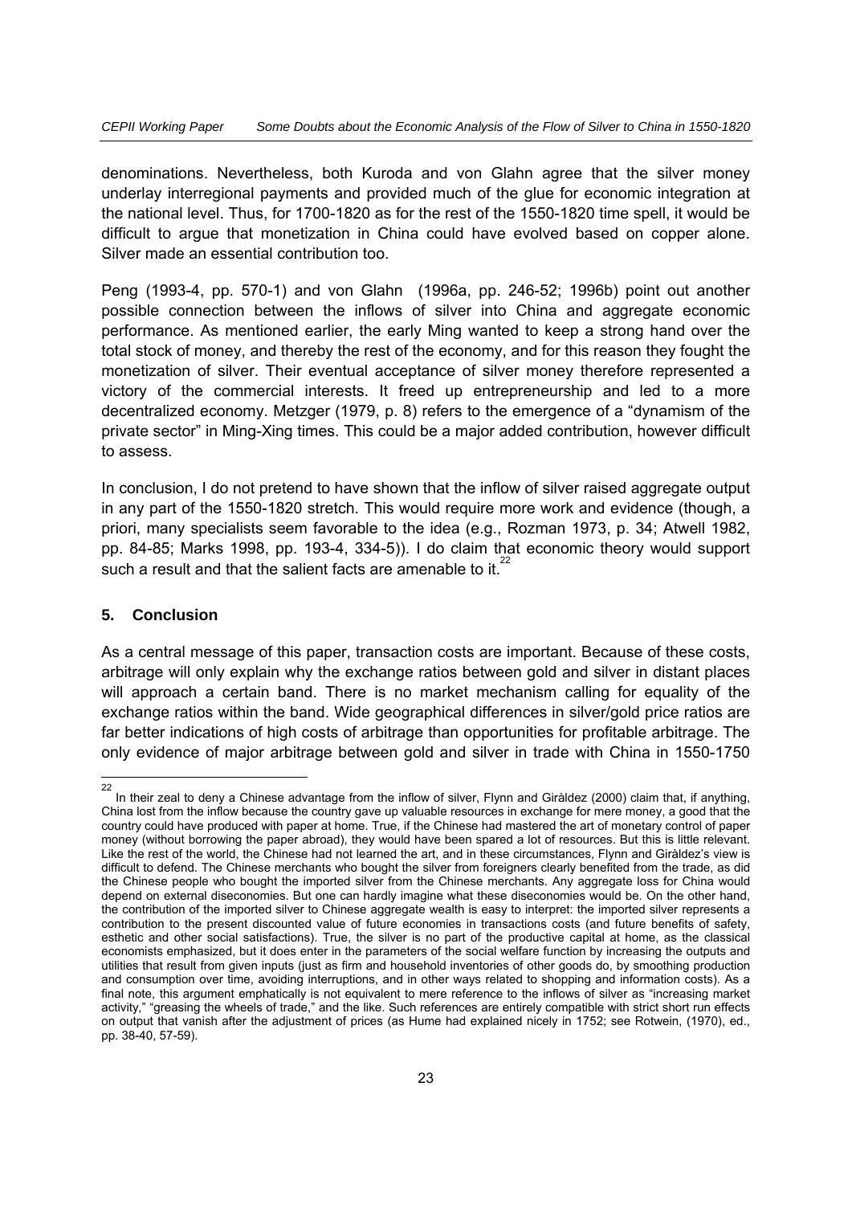denominations. Nevertheless, both Kuroda and von Glahn agree that the silver money underlay interregional payments and provided much of the glue for economic integration at the national level. Thus, for 1700-1820 as for the rest of the 1550-1820 time spell, it would be difficult to argue that monetization in China could have evolved based on copper alone. Silver made an essential contribution too.

Peng (1993-4, pp. 570-1) and von Glahn (1996a, pp. 246-52; 1996b) point out another possible connection between the inflows of silver into China and aggregate economic performance. As mentioned earlier, the early Ming wanted to keep a strong hand over the total stock of money, and thereby the rest of the economy, and for this reason they fought the monetization of silver. Their eventual acceptance of silver money therefore represented a victory of the commercial interests. It freed up entrepreneurship and led to a more decentralized economy. Metzger (1979, p. 8) refers to the emergence of a "dynamism of the private sector" in Ming-Xing times. This could be a major added contribution, however difficult to assess.

In conclusion, I do not pretend to have shown that the inflow of silver raised aggregate output in any part of the 1550-1820 stretch. This would require more work and evidence (though, a priori, many specialists seem favorable to the idea (e.g., Rozman 1973, p. 34; Atwell 1982, pp. 84-85; Marks 1998, pp. 193-4, 334-5)). I do claim that economic theory would support such a result and that the salient facts are amenable to it.[22]

## 5. Conclusion

As a central message of this paper, transaction costs are important. Because of these costs, arbitrage will only explain why the exchange ratios between gold and silver in distant places will approach a certain band. There is no market mechanism calling for equality of the exchange ratios within the band. Wide geographical differences in silver/gold price ratios are far better indications of high costs of arbitrage than opportunities for profitable arbitrage. The only evidence of major arbitrage between gold and silver in trade with China in 1550-1750

---

[22] In their zeal to deny a Chinese advantage from the inflow of silver, Flynn and Giràldez (2000) claim that, if anything, China lost from the inflow because the country gave up valuable resources in exchange for mere money, a good that the country could have produced with paper at home. True, if the Chinese had mastered the art of monetary control of paper money (without borrowing the paper abroad), they would have been spared a lot of resources. But this is little relevant. Like the rest of the world, the Chinese had not learned the art, and in these circumstances, Flynn and Giràldez's view is difficult to defend. The Chinese merchants who bought the silver from foreigners clearly benefited from the trade, as did the Chinese people who bought the imported silver from the Chinese merchants. Any aggregate loss for China would depend on external diseconomies. But one can hardly imagine what these diseconomies would be. On the other hand, the contribution of the imported silver to Chinese aggregate wealth is easy to interpret: the imported silver represents a contribution to the present discounted value of future economies in transactions costs (and future benefits of safety, esthetic and other social satisfactions). True, the silver is no part of the productive capital at home, as the classical economists emphasized, but it does enter in the parameters of the social welfare function by increasing the outputs and utilities that result from given inputs (just as firm and household inventories of other goods do, by smoothing production and consumption over time, avoiding interruptions, and in other ways related to shopping and information costs). As a final note, this argument emphatically is not equivalent to mere reference to the inflows of silver as "increasing market activity," "greasing the wheels of trade," and the like. Such references are entirely compatible with strict short run effects on output that vanish after the adjustment of prices (as Hume had explained nicely in 1752; see Rotwein, (1970), ed., pp. 38-40, 57-59).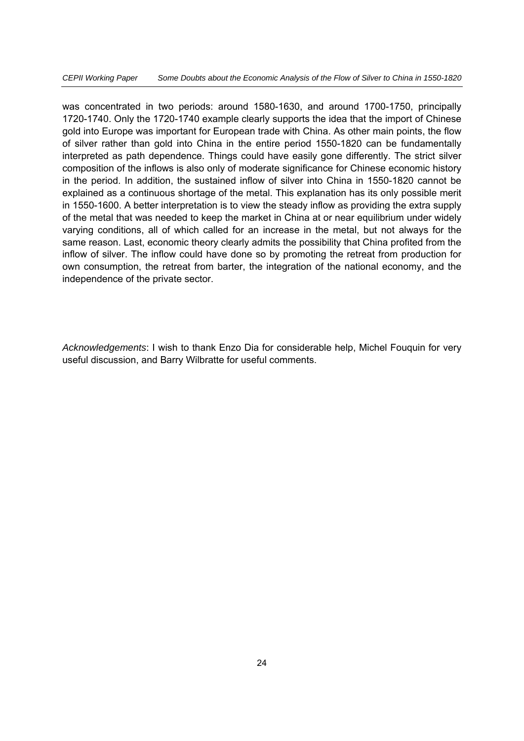was concentrated in two periods: around 1580-1630, and around 1700-1750, principally 1720-1740. Only the 1720-1740 example clearly supports the idea that the import of Chinese gold into Europe was important for European trade with China. As other main points, the flow of silver rather than gold into China in the entire period 1550-1820 can be fundamentally interpreted as path dependence. Things could have easily gone differently. The strict silver composition of the inflows is also only of moderate significance for Chinese economic history in the period. In addition, the sustained inflow of silver into China in 1550-1820 cannot be explained as a continuous shortage of the metal. This explanation has its only possible merit in 1550-1600. A better interpretation is to view the steady inflow as providing the extra supply of the metal that was needed to keep the market in China at or near equilibrium under widely varying conditions, all of which called for an increase in the metal, but not always for the same reason. Last, economic theory clearly admits the possibility that China profited from the inflow of silver. The inflow could have done so by promoting the retreat from production for own consumption, the retreat from barter, the integration of the national economy, and the independence of the private sector.

*Acknowledgements*: I wish to thank Enzo Dia for considerable help, Michel Fouquin for very useful discussion, and Barry Wilbratte for useful comments.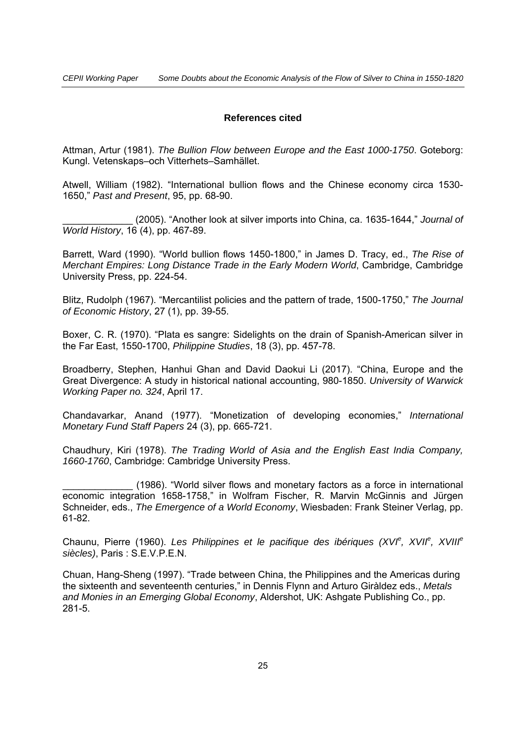## References cited

Attman, Artur (1981). *The Bullion Flow between Europe and the East 1000-1750*. Goteborg: Kungl. Vetenskaps–och Vitterhets–Samhället.

Atwell, William (1982). "International bullion flows and the Chinese economy circa 1530-1650," *Past and Present*, 95, pp. 68-90.

_____________ (2005). "Another look at silver imports into China, ca. 1635-1644," *Journal of World History*, 16 (4), pp. 467-89.

Barrett, Ward (1990). "World bullion flows 1450-1800," in James D. Tracy, ed., *The Rise of Merchant Empires: Long Distance Trade in the Early Modern World*, Cambridge, Cambridge University Press, pp. 224-54.

Blitz, Rudolph (1967). "Mercantilist policies and the pattern of trade, 1500-1750," *The Journal of Economic History*, 27 (1), pp. 39-55.

Boxer, C. R. (1970). "Plata es sangre: Sidelights on the drain of Spanish-American silver in the Far East, 1550-1700, *Philippine Studies*, 18 (3), pp. 457-78.

Broadberry, Stephen, Hanhui Ghan and David Daokui Li (2017). "China, Europe and the Great Divergence: A study in historical national accounting, 980-1850. *University of Warwick Working Paper no. 324*, April 17.

Chandavarkar, Anand (1977). "Monetization of developing economies," *International Monetary Fund Staff Papers* 24 (3), pp. 665-721.

Chaudhury, Kiri (1978). *The Trading World of Asia and the English East India Company, 1660-1760*, Cambridge: Cambridge University Press.

_____________ (1986). "World silver flows and monetary factors as a force in international economic integration 1658-1758," in Wolfram Fischer, R. Marvin McGinnis and Jürgen Schneider, eds., *The Emergence of a World Economy*, Wiesbaden: Frank Steiner Verlag, pp. 61-82.

Chaunu, Pierre (1960). *Les Philippines et le pacifique des ibériques (XVI$^e$, XVII$^e$, XVIII$^e$ siècles)*, Paris : S.E.V.P.E.N.

Chuan, Hang-Sheng (1997). "Trade between China, the Philippines and the Americas during the sixteenth and seventeenth centuries," in Dennis Flynn and Arturo Giràldez eds., *Metals and Monies in an Emerging Global Economy*, Aldershot, UK: Ashgate Publishing Co., pp. 281-5.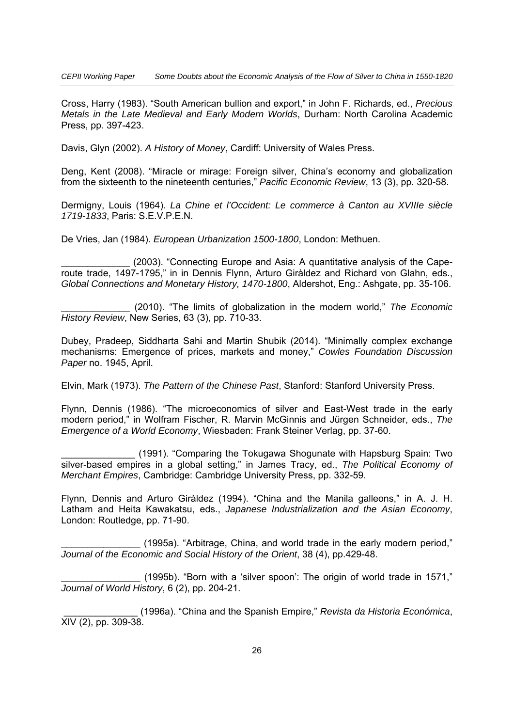Cross, Harry (1983). "South American bullion and export," in John F. Richards, ed., *Precious Metals in the Late Medieval and Early Modern Worlds*, Durham: North Carolina Academic Press, pp. 397-423.

Davis, Glyn (2002). *A History of Money*, Cardiff: University of Wales Press.

Deng, Kent (2008). "Miracle or mirage: Foreign silver, China's economy and globalization from the sixteenth to the nineteenth centuries," *Pacific Economic Review*, 13 (3), pp. 320-58.

Dermigny, Louis (1964). *La Chine et l'Occident: Le commerce à Canton au XVIIIe siècle 1719-1833*, Paris: S.E.V.P.E.N.

De Vries, Jan (1984). *European Urbanization 1500-1800*, London: Methuen.

_____________ (2003). "Connecting Europe and Asia: A quantitative analysis of the Cape-route trade, 1497-1795," in in Dennis Flynn, Arturo Giràldez and Richard von Glahn, eds., *Global Connections and Monetary History, 1470-1800*, Aldershot, Eng.: Ashgate, pp. 35-106.

_____________ (2010). "The limits of globalization in the modern world," *The Economic History Review*, New Series, 63 (3), pp. 710-33.

Dubey, Pradeep, Siddharta Sahi and Martin Shubik (2014). "Minimally complex exchange mechanisms: Emergence of prices, markets and money," *Cowles Foundation Discussion Paper* no. 1945, April.

Elvin, Mark (1973). *The Pattern of the Chinese Past*, Stanford: Stanford University Press.

Flynn, Dennis (1986). "The microeconomics of silver and East-West trade in the early modern period," in Wolfram Fischer, R. Marvin McGinnis and Jürgen Schneider, eds., *The Emergence of a World Economy*, Wiesbaden: Frank Steiner Verlag, pp. 37-60.

______________ (1991). "Comparing the Tokugawa Shogunate with Hapsburg Spain: Two silver-based empires in a global setting," in James Tracy, ed., *The Political Economy of Merchant Empires*, Cambridge: Cambridge University Press, pp. 332-59.

Flynn, Dennis and Arturo Giràldez (1994). "China and the Manila galleons," in A. J. H. Latham and Heita Kawakatsu, eds., *Japanese Industrialization and the Asian Economy*, London: Routledge, pp. 71-90.

_______________ (1995a). "Arbitrage, China, and world trade in the early modern period," *Journal of the Economic and Social History of the Orient*, 38 (4), pp.429-48.

_______________ (1995b). "Born with a 'silver spoon': The origin of world trade in 1571," *Journal of World History*, 6 (2), pp. 204-21.

______________ (1996a). "China and the Spanish Empire," *Revista da Historia Económica*, XIV (2), pp. 309-38.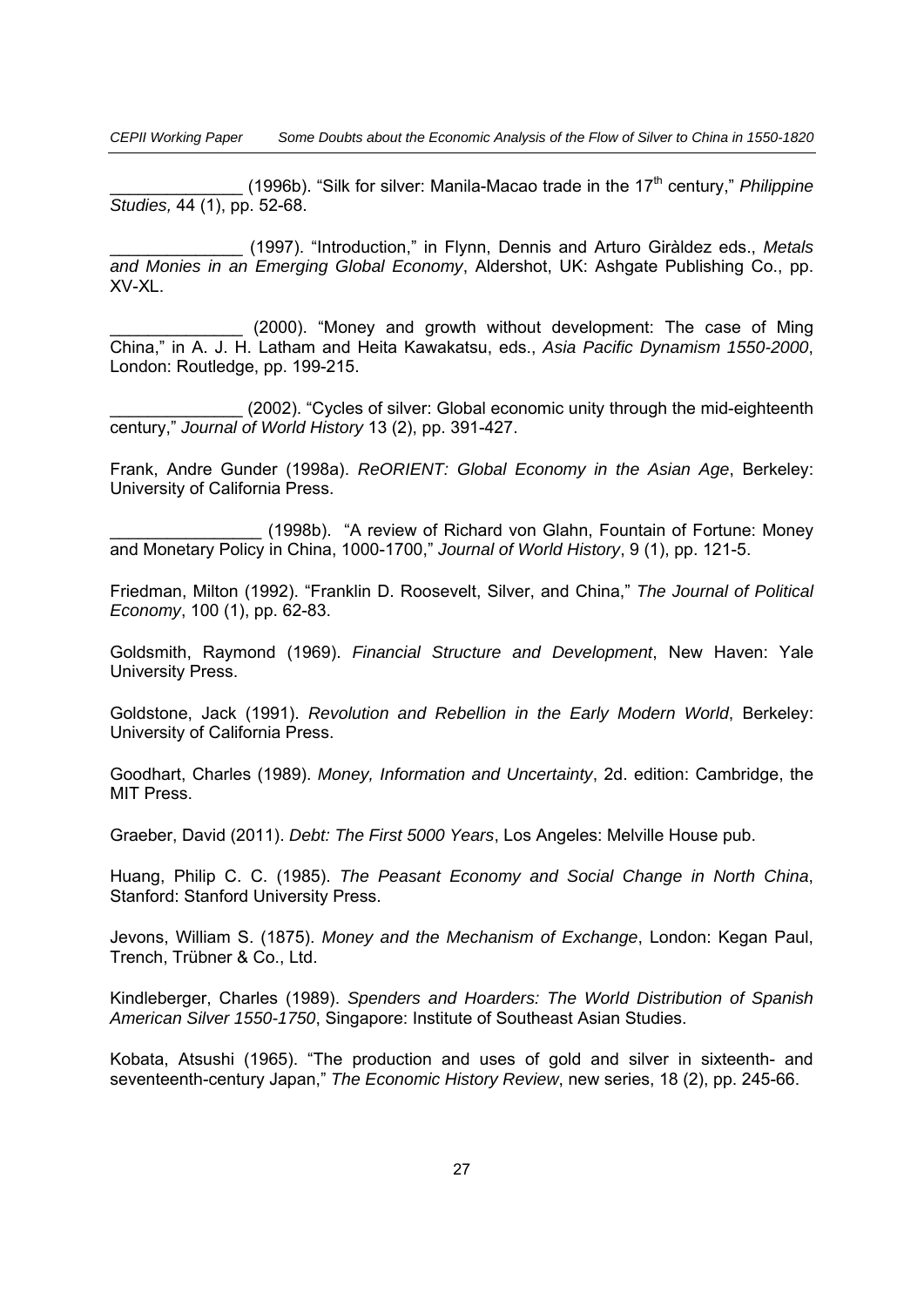______________ (1996b). "Silk for silver: Manila-Macao trade in the 17th century," *Philippine Studies,* 44 (1), pp. 52-68.

______________ (1997). "Introduction," in Flynn, Dennis and Arturo Giràldez eds., *Metals and Monies in an Emerging Global Economy*, Aldershot, UK: Ashgate Publishing Co., pp. XV-XL.

______________ (2000). "Money and growth without development: The case of Ming China," in A. J. H. Latham and Heita Kawakatsu, eds., *Asia Pacific Dynamism 1550-2000*, London: Routledge, pp. 199-215.

______________ (2002). "Cycles of silver: Global economic unity through the mid-eighteenth century," *Journal of World History* 13 (2), pp. 391-427.

Frank, Andre Gunder (1998a). *ReORIENT: Global Economy in the Asian Age*, Berkeley: University of California Press.

________________ (1998b). "A review of Richard von Glahn, Fountain of Fortune: Money and Monetary Policy in China, 1000-1700," *Journal of World History*, 9 (1), pp. 121-5.

Friedman, Milton (1992). "Franklin D. Roosevelt, Silver, and China," *The Journal of Political Economy*, 100 (1), pp. 62-83.

Goldsmith, Raymond (1969). *Financial Structure and Development*, New Haven: Yale University Press.

Goldstone, Jack (1991). *Revolution and Rebellion in the Early Modern World*, Berkeley: University of California Press.

Goodhart, Charles (1989). *Money, Information and Uncertainty*, 2d. edition: Cambridge, the MIT Press.

Graeber, David (2011). *Debt: The First 5000 Years*, Los Angeles: Melville House pub.

Huang, Philip C. C. (1985). *The Peasant Economy and Social Change in North China*, Stanford: Stanford University Press.

Jevons, William S. (1875). *Money and the Mechanism of Exchange*, London: Kegan Paul, Trench, Trübner & Co., Ltd.

Kindleberger, Charles (1989). *Spenders and Hoarders: The World Distribution of Spanish American Silver 1550-1750*, Singapore: Institute of Southeast Asian Studies.

Kobata, Atsushi (1965). "The production and uses of gold and silver in sixteenth- and seventeenth-century Japan," *The Economic History Review*, new series, 18 (2), pp. 245-66.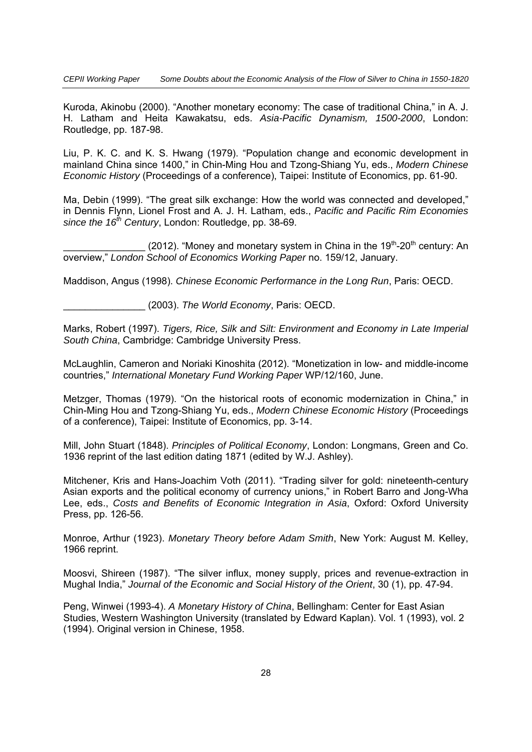Kuroda, Akinobu (2000). "Another monetary economy: The case of traditional China," in A. J. H. Latham and Heita Kawakatsu, eds. *Asia-Pacific Dynamism, 1500-2000*, London: Routledge, pp. 187-98.

Liu, P. K. C. and K. S. Hwang (1979). "Population change and economic development in mainland China since 1400," in Chin-Ming Hou and Tzong-Shiang Yu, eds., *Modern Chinese Economic History* (Proceedings of a conference), Taipei: Institute of Economics, pp. 61-90.

Ma, Debin (1999). "The great silk exchange: How the world was connected and developed," in Dennis Flynn, Lionel Frost and A. J. H. Latham, eds., *Pacific and Pacific Rim Economies since the 16th Century*, London: Routledge, pp. 38-69.

_______________ (2012). "Money and monetary system in China in the 19th-20th century: An overview," *London School of Economics Working Paper* no. 159/12, January.

Maddison, Angus (1998). *Chinese Economic Performance in the Long Run*, Paris: OECD.

_______________ (2003). *The World Economy*, Paris: OECD.

Marks, Robert (1997). *Tigers, Rice, Silk and Silt: Environment and Economy in Late Imperial South China*, Cambridge: Cambridge University Press.

McLaughlin, Cameron and Noriaki Kinoshita (2012). "Monetization in low- and middle-income countries," *International Monetary Fund Working Paper* WP/12/160, June.

Metzger, Thomas (1979). "On the historical roots of economic modernization in China," in Chin-Ming Hou and Tzong-Shiang Yu, eds., *Modern Chinese Economic History* (Proceedings of a conference), Taipei: Institute of Economics, pp. 3-14.

Mill, John Stuart (1848). *Principles of Political Economy*, London: Longmans, Green and Co. 1936 reprint of the last edition dating 1871 (edited by W.J. Ashley).

Mitchener, Kris and Hans-Joachim Voth (2011). "Trading silver for gold: nineteenth-century Asian exports and the political economy of currency unions," in Robert Barro and Jong-Wha Lee, eds., *Costs and Benefits of Economic Integration in Asia*, Oxford: Oxford University Press, pp. 126-56.

Monroe, Arthur (1923). *Monetary Theory before Adam Smith*, New York: August M. Kelley, 1966 reprint.

Moosvi, Shireen (1987). "The silver influx, money supply, prices and revenue-extraction in Mughal India," *Journal of the Economic and Social History of the Orient*, 30 (1), pp. 47-94.

Peng, Winwei (1993-4). *A Monetary History of China*, Bellingham: Center for East Asian Studies, Western Washington University (translated by Edward Kaplan). Vol. 1 (1993), vol. 2 (1994). Original version in Chinese, 1958.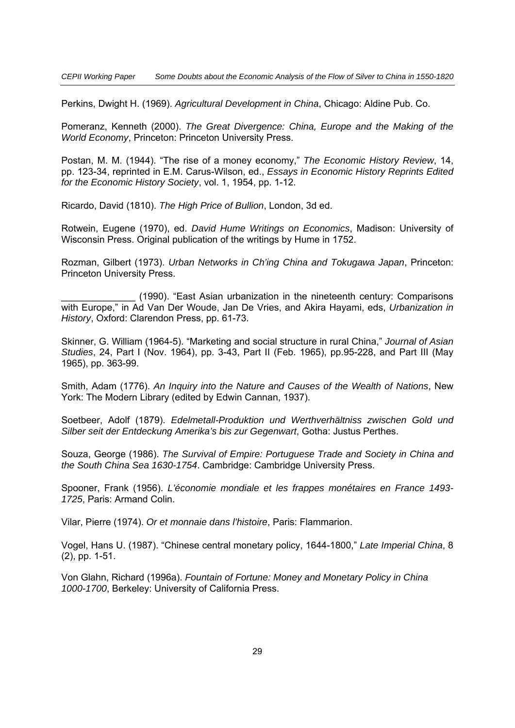Perkins, Dwight H. (1969). *Agricultural Development in China*, Chicago: Aldine Pub. Co.

Pomeranz, Kenneth (2000). *The Great Divergence: China, Europe and the Making of the World Economy*, Princeton: Princeton University Press.

Postan, M. M. (1944). "The rise of a money economy," *The Economic History Review*, 14, pp. 123-34, reprinted in E.M. Carus-Wilson, ed., *Essays in Economic History Reprints Edited for the Economic History Society*, vol. 1, 1954, pp. 1-12.

Ricardo, David (1810). *The High Price of Bullion*, London, 3d ed.

Rotwein, Eugene (1970), ed. *David Hume Writings on Economics*, Madison: University of Wisconsin Press. Original publication of the writings by Hume in 1752.

Rozman, Gilbert (1973). *Urban Networks in Ch'ing China and Tokugawa Japan*, Princeton: Princeton University Press.

______________ (1990). "East Asian urbanization in the nineteenth century: Comparisons with Europe," in Ad Van Der Woude, Jan De Vries, and Akira Hayami, eds, *Urbanization in History*, Oxford: Clarendon Press, pp. 61-73.

Skinner, G. William (1964-5). "Marketing and social structure in rural China," *Journal of Asian Studies*, 24, Part I (Nov. 1964), pp. 3-43, Part II (Feb. 1965), pp.95-228, and Part III (May 1965), pp. 363-99.

Smith, Adam (1776). *An Inquiry into the Nature and Causes of the Wealth of Nations*, New York: The Modern Library (edited by Edwin Cannan, 1937).

Soetbeer, Adolf (1879). *Edelmetall-Produktion und Werthverhältniss zwischen Gold und Silber seit der Entdeckung Amerika's bis zur Gegenwart*, Gotha: Justus Perthes.

Souza, George (1986). *The Survival of Empire: Portuguese Trade and Society in China and the South China Sea 1630-1754*. Cambridge: Cambridge University Press.

Spooner, Frank (1956). *L'économie mondiale et les frappes monétaires en France 1493-1725*, Paris: Armand Colin.

Vilar, Pierre (1974). *Or et monnaie dans l'histoire*, Paris: Flammarion.

Vogel, Hans U. (1987). "Chinese central monetary policy, 1644-1800," *Late Imperial China*, 8 (2), pp. 1-51.

Von Glahn, Richard (1996a). *Fountain of Fortune: Money and Monetary Policy in China 1000-1700*, Berkeley: University of California Press.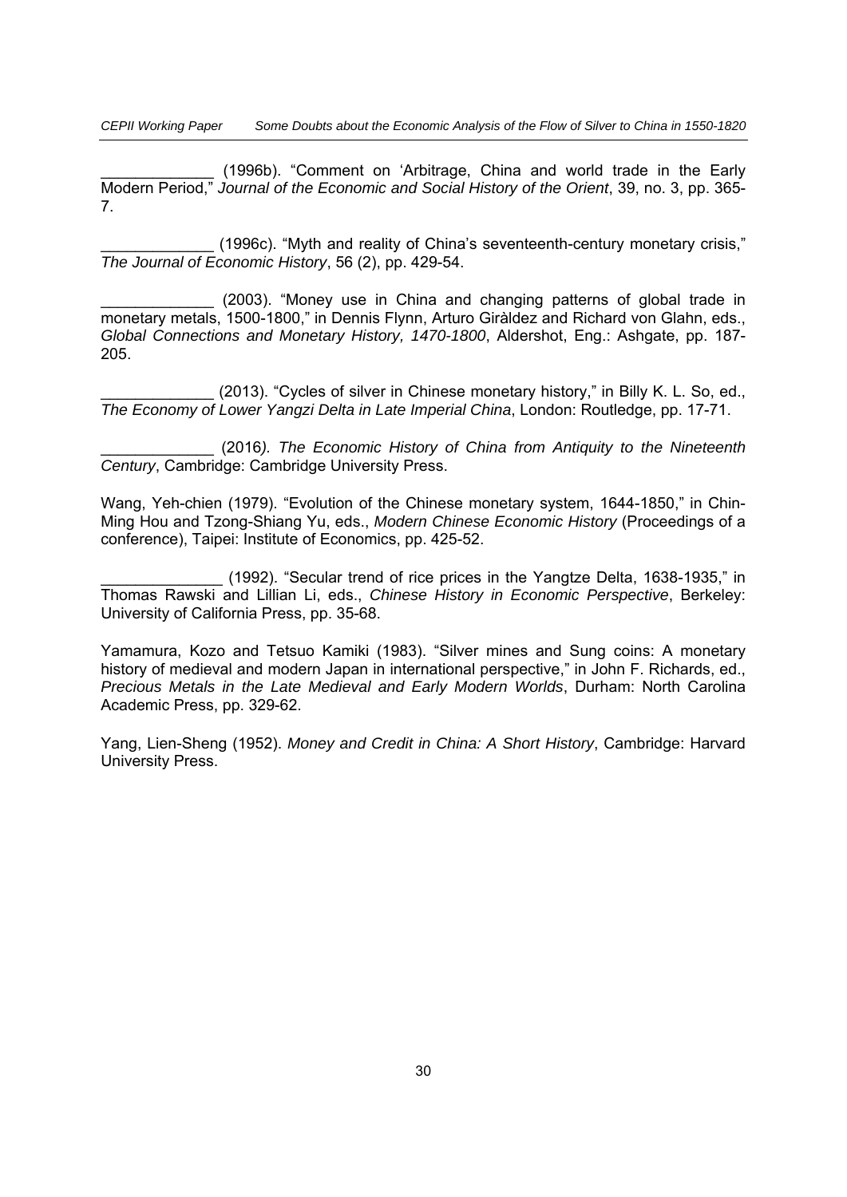_____________ (1996b). "Comment on 'Arbitrage, China and world trade in the Early Modern Period," *Journal of the Economic and Social History of the Orient*, 39, no. 3, pp. 365-7.

_____________ (1996c). "Myth and reality of China's seventeenth-century monetary crisis," *The Journal of Economic History*, 56 (2), pp. 429-54.

_____________ (2003). "Money use in China and changing patterns of global trade in monetary metals, 1500-1800," in Dennis Flynn, Arturo Giràldez and Richard von Glahn, eds., *Global Connections and Monetary History, 1470-1800*, Aldershot, Eng.: Ashgate, pp. 187-205.

_____________ (2013). "Cycles of silver in Chinese monetary history," in Billy K. L. So, ed., *The Economy of Lower Yangzi Delta in Late Imperial China*, London: Routledge, pp. 17-71.

_____________ (2016). *The Economic History of China from Antiquity to the Nineteenth Century*, Cambridge: Cambridge University Press.

Wang, Yeh-chien (1979). "Evolution of the Chinese monetary system, 1644-1850," in Chin-Ming Hou and Tzong-Shiang Yu, eds., *Modern Chinese Economic History* (Proceedings of a conference), Taipei: Institute of Economics, pp. 425-52.

______________ (1992). "Secular trend of rice prices in the Yangtze Delta, 1638-1935," in Thomas Rawski and Lillian Li, eds., *Chinese History in Economic Perspective*, Berkeley: University of California Press, pp. 35-68.

Yamamura, Kozo and Tetsuo Kamiki (1983). "Silver mines and Sung coins: A monetary history of medieval and modern Japan in international perspective," in John F. Richards, ed., *Precious Metals in the Late Medieval and Early Modern Worlds*, Durham: North Carolina Academic Press, pp. 329-62.

Yang, Lien-Sheng (1952). *Money and Credit in China: A Short History*, Cambridge: Harvard University Press.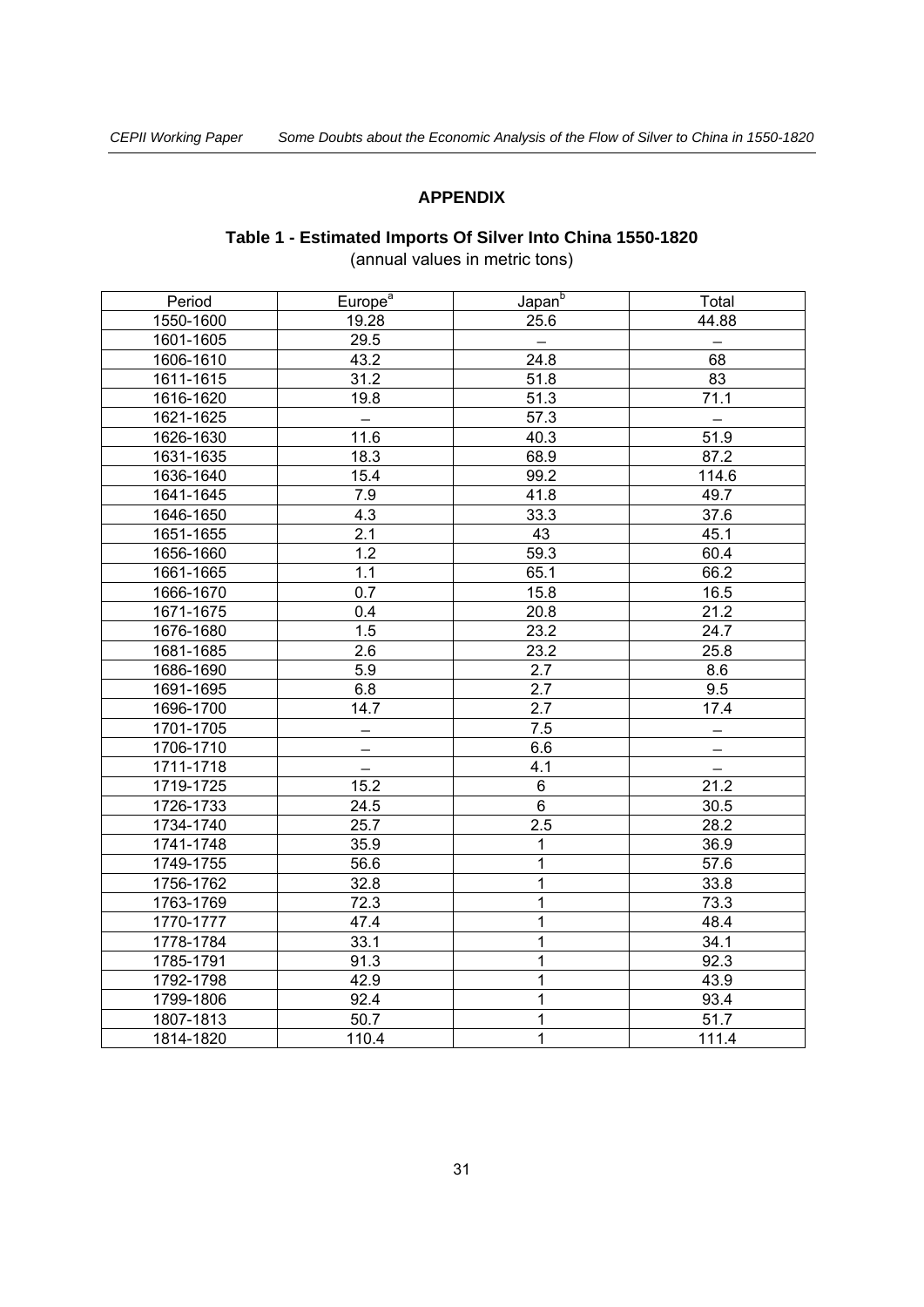## APPENDIX

### Table 1 - Estimated Imports Of Silver Into China 1550-1820

(annual values in metric tons)

| Period | Europe[a] | Japan[b] | Total |
|---|---|---|---|
| 1550-1600 | 19.28 | 25.6 | 44.88 |
| 1601-1605 | 29.5 | – | – |
| 1606-1610 | 43.2 | 24.8 | 68 |
| 1611-1615 | 31.2 | 51.8 | 83 |
| 1616-1620 | 19.8 | 51.3 | 71.1 |
| 1621-1625 | – | 57.3 | – |
| 1626-1630 | 11.6 | 40.3 | 51.9 |
| 1631-1635 | 18.3 | 68.9 | 87.2 |
| 1636-1640 | 15.4 | 99.2 | 114.6 |
| 1641-1645 | 7.9 | 41.8 | 49.7 |
| 1646-1650 | 4.3 | 33.3 | 37.6 |
| 1651-1655 | 2.1 | 43 | 45.1 |
| 1656-1660 | 1.2 | 59.3 | 60.4 |
| 1661-1665 | 1.1 | 65.1 | 66.2 |
| 1666-1670 | 0.7 | 15.8 | 16.5 |
| 1671-1675 | 0.4 | 20.8 | 21.2 |
| 1676-1680 | 1.5 | 23.2 | 24.7 |
| 1681-1685 | 2.6 | 23.2 | 25.8 |
| 1686-1690 | 5.9 | 2.7 | 8.6 |
| 1691-1695 | 6.8 | 2.7 | 9.5 |
| 1696-1700 | 14.7 | 2.7 | 17.4 |
| 1701-1705 | – | 7.5 | – |
| 1706-1710 | – | 6.6 | – |
| 1711-1718 | – | 4.1 | – |
| 1719-1725 | 15.2 | 6 | 21.2 |
| 1726-1733 | 24.5 | 6 | 30.5 |
| 1734-1740 | 25.7 | 2.5 | 28.2 |
| 1741-1748 | 35.9 | 1 | 36.9 |
| 1749-1755 | 56.6 | 1 | 57.6 |
| 1756-1762 | 32.8 | 1 | 33.8 |
| 1763-1769 | 72.3 | 1 | 73.3 |
| 1770-1777 | 47.4 | 1 | 48.4 |
| 1778-1784 | 33.1 | 1 | 34.1 |
| 1785-1791 | 91.3 | 1 | 92.3 |
| 1792-1798 | 42.9 | 1 | 43.9 |
| 1799-1806 | 92.4 | 1 | 93.4 |
| 1807-1813 | 50.7 | 1 | 51.7 |
| 1814-1820 | 110.4 | 1 | 111.4 |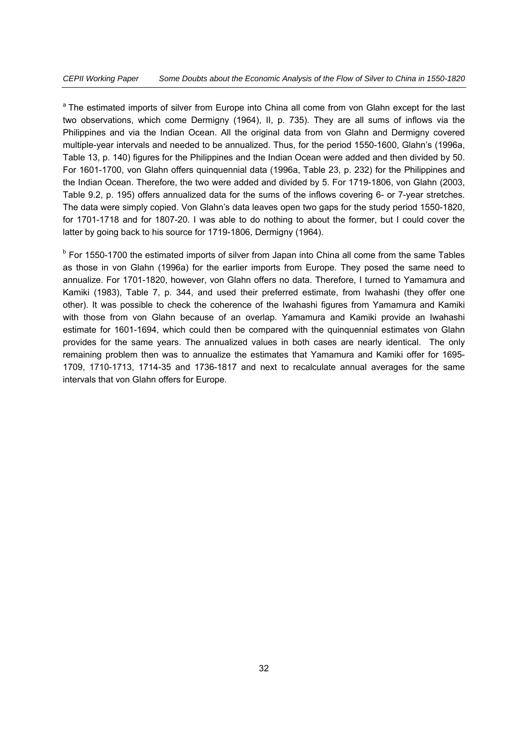[a] The estimated imports of silver from Europe into China all come from von Glahn except for the last two observations, which come Dermigny (1964), II, p. 735). They are all sums of inflows via the Philippines and via the Indian Ocean. All the original data from von Glahn and Dermigny covered multiple-year intervals and needed to be annualized. Thus, for the period 1550-1600, Glahn's (1996a, Table 13, p. 140) figures for the Philippines and the Indian Ocean were added and then divided by 50. For 1601-1700, von Glahn offers quinquennial data (1996a, Table 23, p. 232) for the Philippines and the Indian Ocean. Therefore, the two were added and divided by 5. For 1719-1806, von Glahn (2003, Table 9.2, p. 195) offers annualized data for the sums of the inflows covering 6- or 7-year stretches. The data were simply copied. Von Glahn's data leaves open two gaps for the study period 1550-1820, for 1701-1718 and for 1807-20. I was able to do nothing to about the former, but I could cover the latter by going back to his source for 1719-1806, Dermigny (1964).

[b] For 1550-1700 the estimated imports of silver from Japan into China all come from the same Tables as those in von Glahn (1996a) for the earlier imports from Europe. They posed the same need to annualize. For 1701-1820, however, von Glahn offers no data. Therefore, I turned to Yamamura and Kamiki (1983), Table 7, p. 344, and used their preferred estimate, from Iwahashi (they offer one other). It was possible to check the coherence of the Iwahashi figures from Yamamura and Kamiki with those from von Glahn because of an overlap. Yamamura and Kamiki provide an Iwahashi estimate for 1601-1694, which could then be compared with the quinquennial estimates von Glahn provides for the same years. The annualized values in both cases are nearly identical. The only remaining problem then was to annualize the estimates that Yamamura and Kamiki offer for 1695-1709, 1710-1713, 1714-35 and 1736-1817 and next to recalculate annual averages for the same intervals that von Glahn offers for Europe.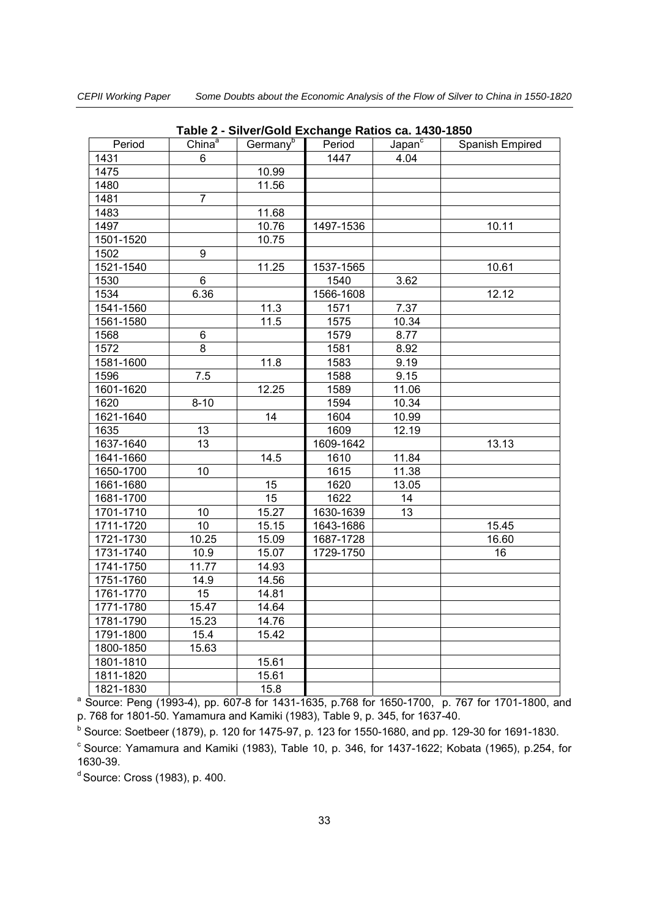**Table 2 - Silver/Gold Exchange Ratios ca. 1430-1850**

| Period | China[a] | Germany[b] | Period | Japan[c] | Spanish Empired |
|---|---|---|---|---|---|
| 1431 | 6 | | 1447 | 4.04 | |
| 1475 | | 10.99 | | | |
| 1480 | | 11.56 | | | |
| 1481 | 7 | | | | |
| 1483 | | 11.68 | | | |
| 1497 | | 10.76 | 1497-1536 | | 10.11 |
| 1501-1520 | | 10.75 | | | |
| 1502 | 9 | | | | |
| 1521-1540 | | 11.25 | 1537-1565 | | 10.61 |
| 1530 | 6 | | 1540 | 3.62 | |
| 1534 | 6.36 | | 1566-1608 | | 12.12 |
| 1541-1560 | | 11.3 | 1571 | 7.37 | |
| 1561-1580 | | 11.5 | 1575 | 10.34 | |
| 1568 | 6 | | 1579 | 8.77 | |
| 1572 | 8 | | 1581 | 8.92 | |
| 1581-1600 | | 11.8 | 1583 | 9.19 | |
| 1596 | 7.5 | | 1588 | 9.15 | |
| 1601-1620 | | 12.25 | 1589 | 11.06 | |
| 1620 | 8-10 | | 1594 | 10.34 | |
| 1621-1640 | | 14 | 1604 | 10.99 | |
| 1635 | 13 | | 1609 | 12.19 | |
| 1637-1640 | 13 | | 1609-1642 | | 13.13 |
| 1641-1660 | | 14.5 | 1610 | 11.84 | |
| 1650-1700 | 10 | | 1615 | 11.38 | |
| 1661-1680 | | 15 | 1620 | 13.05 | |
| 1681-1700 | | 15 | 1622 | 14 | |
| 1701-1710 | 10 | 15.27 | 1630-1639 | 13 | |
| 1711-1720 | 10 | 15.15 | 1643-1686 | | 15.45 |
| 1721-1730 | 10.25 | 15.09 | 1687-1728 | | 16.60 |
| 1731-1740 | 10.9 | 15.07 | 1729-1750 | | 16 |
| 1741-1750 | 11.77 | 14.93 | | | |
| 1751-1760 | 14.9 | 14.56 | | | |
| 1761-1770 | 15 | 14.81 | | | |
| 1771-1780 | 15.47 | 14.64 | | | |
| 1781-1790 | 15.23 | 14.76 | | | |
| 1791-1800 | 15.4 | 15.42 | | | |
| 1800-1850 | 15.63 | | | | |
| 1801-1810 | | 15.61 | | | |
| 1811-1820 | | 15.61 | | | |
| 1821-1830 | | 15.8 | | | |

[a] Source: Peng (1993-4), pp. 607-8 for 1431-1635, p.768 for 1650-1700, p. 767 for 1701-1800, and p. 768 for 1801-50. Yamamura and Kamiki (1983), Table 9, p. 345, for 1637-40.

[b] Source: Soetbeer (1879), p. 120 for 1475-97, p. 123 for 1550-1680, and pp. 129-30 for 1691-1830.

[c] Source: Yamamura and Kamiki (1983), Table 10, p. 346, for 1437-1622; Kobata (1965), p.254, for 1630-39.

[d] Source: Cross (1983), p. 400.